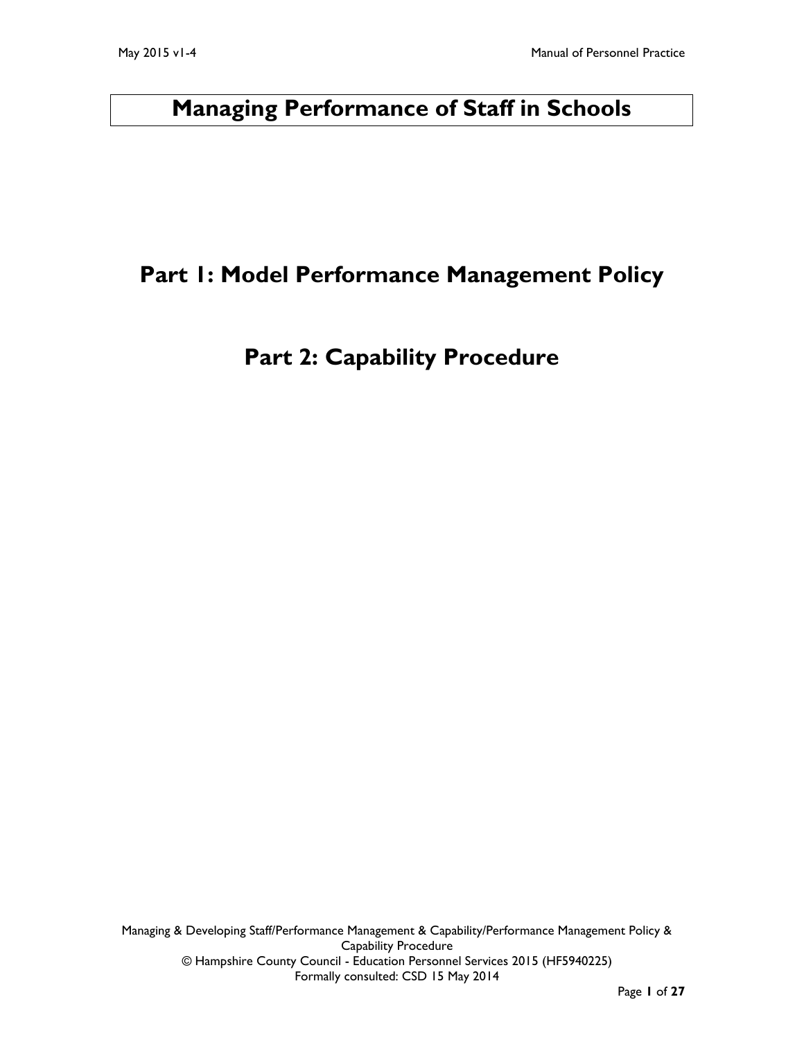# Managing Performance of Staff in Schools

## Part 1: Model Performance Management Policy

## Part 2: Capability Procedure

Managing & Developing Staff/Performance Management & Capability/Performance Management Policy & Capability Procedure
© Hampshire County Council - Education Personnel Services 2015 (HF5940225)
Formally consulted: CSD 15 May 2014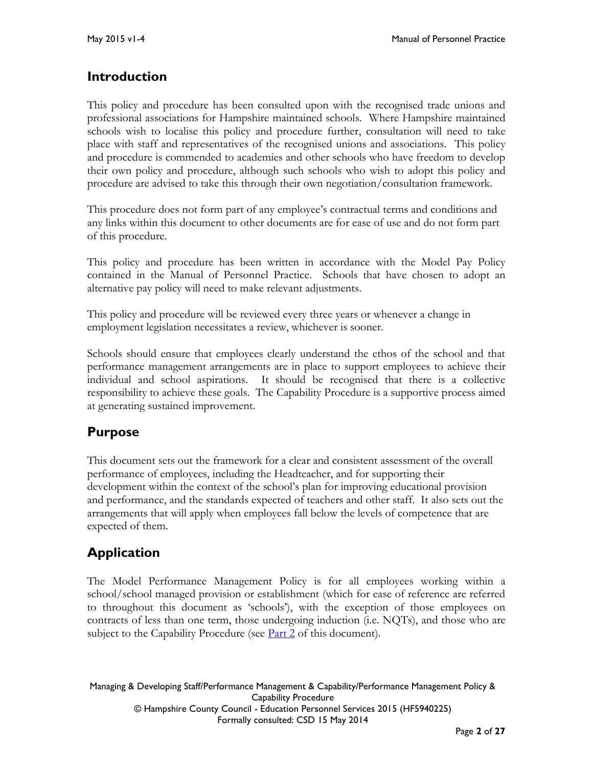## Introduction

This policy and procedure has been consulted upon with the recognised trade unions and professional associations for Hampshire maintained schools. Where Hampshire maintained schools wish to localise this policy and procedure further, consultation will need to take place with staff and representatives of the recognised unions and associations. This policy and procedure is commended to academies and other schools who have freedom to develop their own policy and procedure, although such schools who wish to adopt this policy and procedure are advised to take this through their own negotiation/consultation framework.

This procedure does not form part of any employee's contractual terms and conditions and any links within this document to other documents are for ease of use and do not form part of this procedure.

This policy and procedure has been written in accordance with the Model Pay Policy contained in the Manual of Personnel Practice. Schools that have chosen to adopt an alternative pay policy will need to make relevant adjustments.

This policy and procedure will be reviewed every three years or whenever a change in employment legislation necessitates a review, whichever is sooner.

Schools should ensure that employees clearly understand the ethos of the school and that performance management arrangements are in place to support employees to achieve their individual and school aspirations. It should be recognised that there is a collective responsibility to achieve these goals. The Capability Procedure is a supportive process aimed at generating sustained improvement.

## Purpose

This document sets out the framework for a clear and consistent assessment of the overall performance of employees, including the Headteacher, and for supporting their development within the context of the school's plan for improving educational provision and performance, and the standards expected of teachers and other staff. It also sets out the arrangements that will apply when employees fall below the levels of competence that are expected of them.

## Application

The Model Performance Management Policy is for all employees working within a school/school managed provision or establishment (which for ease of reference are referred to throughout this document as 'schools'), with the exception of those employees on contracts of less than one term, those undergoing induction (i.e. NQTs), and those who are subject to the Capability Procedure (see Part 2 of this document).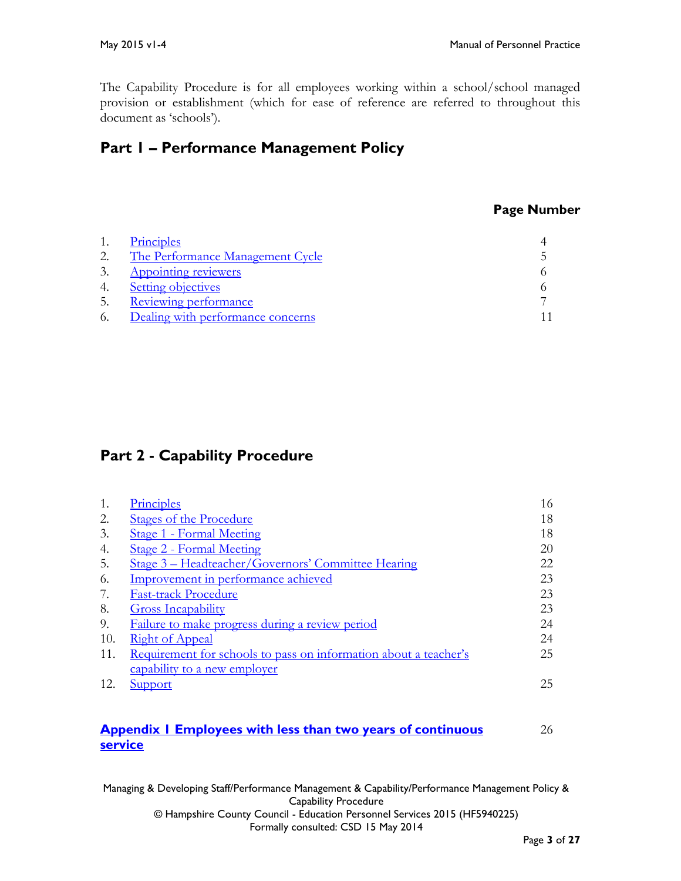The Capability Procedure is for all employees working within a school/school managed provision or establishment (which for ease of reference are referred to throughout this document as 'schools').

## Part 1 – Performance Management Policy

| | | Page Number |
|---|---|---|
| 1. | Principles | 4 |
| 2. | The Performance Management Cycle | 5 |
| 3. | Appointing reviewers | 6 |
| 4. | Setting objectives | 6 |
| 5. | Reviewing performance | 7 |
| 6. | Dealing with performance concerns | 11 |

## Part 2 - Capability Procedure

| | | |
|---|---|---|
| 1. | Principles | 16 |
| 2. | Stages of the Procedure | 18 |
| 3. | Stage 1 - Formal Meeting | 18 |
| 4. | Stage 2 - Formal Meeting | 20 |
| 5. | Stage 3 – Headteacher/Governors' Committee Hearing | 22 |
| 6. | Improvement in performance achieved | 23 |
| 7. | Fast-track Procedure | 23 |
| 8. | Gross Incapability | 23 |
| 9. | Failure to make progress during a review period | 24 |
| 10. | Right of Appeal | 24 |
| 11. | Requirement for schools to pass on information about a teacher's capability to a new employer | 25 |
| 12. | Support | 25 |

**Appendix 1 Employees with less than two years of continuous service** 26

Managing & Developing Staff/Performance Management & Capability/Performance Management Policy & Capability Procedure
© Hampshire County Council - Education Personnel Services 2015 (HF5940225)
Formally consulted: CSD 15 May 2014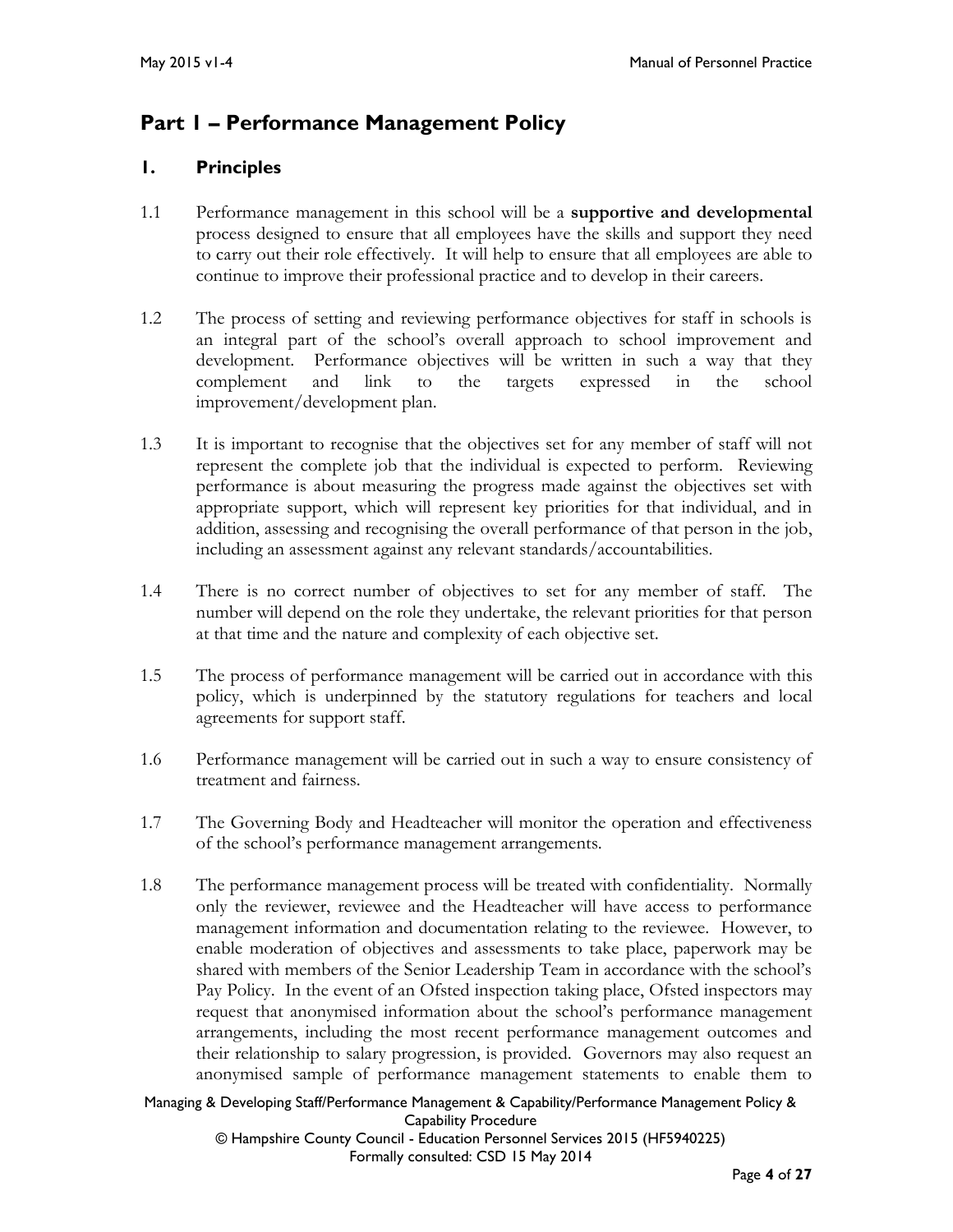# Part 1 – Performance Management Policy

## 1. Principles

1.1 Performance management in this school will be a **supportive and developmental** process designed to ensure that all employees have the skills and support they need to carry out their role effectively. It will help to ensure that all employees are able to continue to improve their professional practice and to develop in their careers.

1.2 The process of setting and reviewing performance objectives for staff in schools is an integral part of the school's overall approach to school improvement and development. Performance objectives will be written in such a way that they complement and link to the targets expressed in the school improvement/development plan.

1.3 It is important to recognise that the objectives set for any member of staff will not represent the complete job that the individual is expected to perform. Reviewing performance is about measuring the progress made against the objectives set with appropriate support, which will represent key priorities for that individual, and in addition, assessing and recognising the overall performance of that person in the job, including an assessment against any relevant standards/accountabilities.

1.4 There is no correct number of objectives to set for any member of staff. The number will depend on the role they undertake, the relevant priorities for that person at that time and the nature and complexity of each objective set.

1.5 The process of performance management will be carried out in accordance with this policy, which is underpinned by the statutory regulations for teachers and local agreements for support staff.

1.6 Performance management will be carried out in such a way to ensure consistency of treatment and fairness.

1.7 The Governing Body and Headteacher will monitor the operation and effectiveness of the school's performance management arrangements.

1.8 The performance management process will be treated with confidentiality. Normally only the reviewer, reviewee and the Headteacher will have access to performance management information and documentation relating to the reviewee. However, to enable moderation of objectives and assessments to take place, paperwork may be shared with members of the Senior Leadership Team in accordance with the school's Pay Policy. In the event of an Ofsted inspection taking place, Ofsted inspectors may request that anonymised information about the school's performance management arrangements, including the most recent performance management outcomes and their relationship to salary progression, is provided. Governors may also request an anonymised sample of performance management statements to enable them to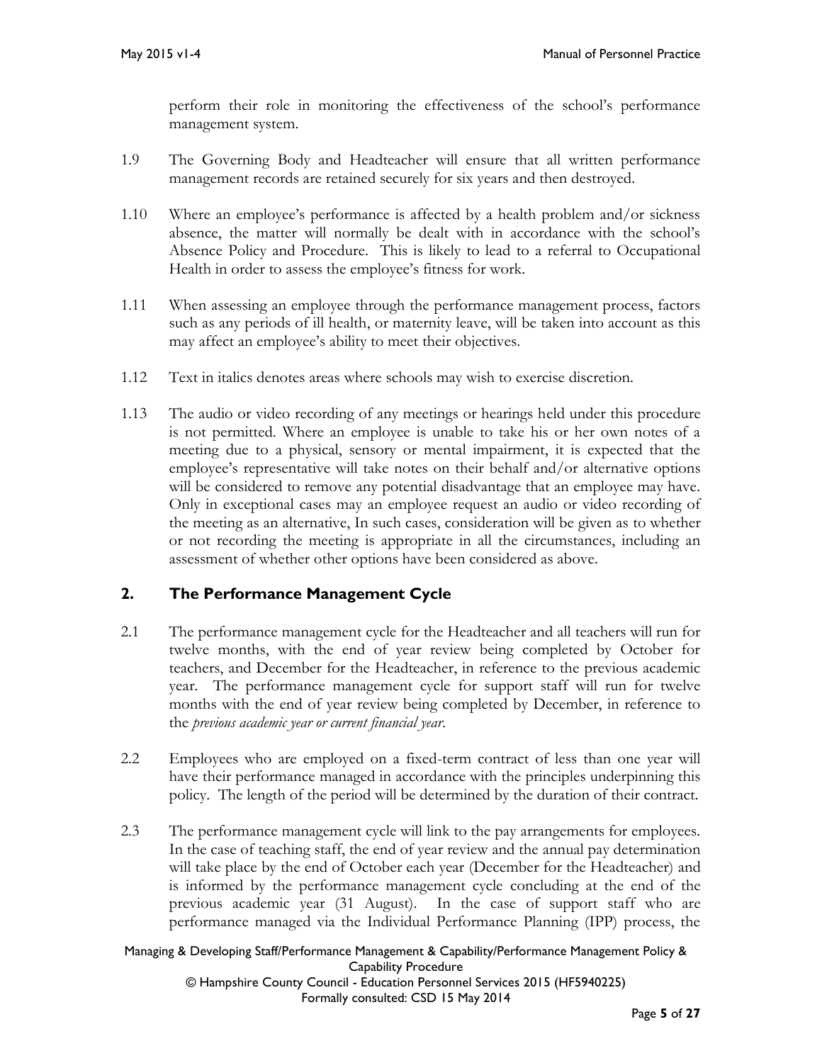perform their role in monitoring the effectiveness of the school's performance management system.

1.9 The Governing Body and Headteacher will ensure that all written performance management records are retained securely for six years and then destroyed.

1.10 Where an employee's performance is affected by a health problem and/or sickness absence, the matter will normally be dealt with in accordance with the school's Absence Policy and Procedure. This is likely to lead to a referral to Occupational Health in order to assess the employee's fitness for work.

1.11 When assessing an employee through the performance management process, factors such as any periods of ill health, or maternity leave, will be taken into account as this may affect an employee's ability to meet their objectives.

1.12 Text in italics denotes areas where schools may wish to exercise discretion.

1.13 The audio or video recording of any meetings or hearings held under this procedure is not permitted. Where an employee is unable to take his or her own notes of a meeting due to a physical, sensory or mental impairment, it is expected that the employee's representative will take notes on their behalf and/or alternative options will be considered to remove any potential disadvantage that an employee may have. Only in exceptional cases may an employee request an audio or video recording of the meeting as an alternative, In such cases, consideration will be given as to whether or not recording the meeting is appropriate in all the circumstances, including an assessment of whether other options have been considered as above.

## 2. The Performance Management Cycle

2.1 The performance management cycle for the Headteacher and all teachers will run for twelve months, with the end of year review being completed by October for teachers, and December for the Headteacher, in reference to the previous academic year. The performance management cycle for support staff will run for twelve months with the end of year review being completed by December, in reference to the *previous academic year or current financial year*.

2.2 Employees who are employed on a fixed-term contract of less than one year will have their performance managed in accordance with the principles underpinning this policy. The length of the period will be determined by the duration of their contract.

2.3 The performance management cycle will link to the pay arrangements for employees. In the case of teaching staff, the end of year review and the annual pay determination will take place by the end of October each year (December for the Headteacher) and is informed by the performance management cycle concluding at the end of the previous academic year (31 August). In the case of support staff who are performance managed via the Individual Performance Planning (IPP) process, the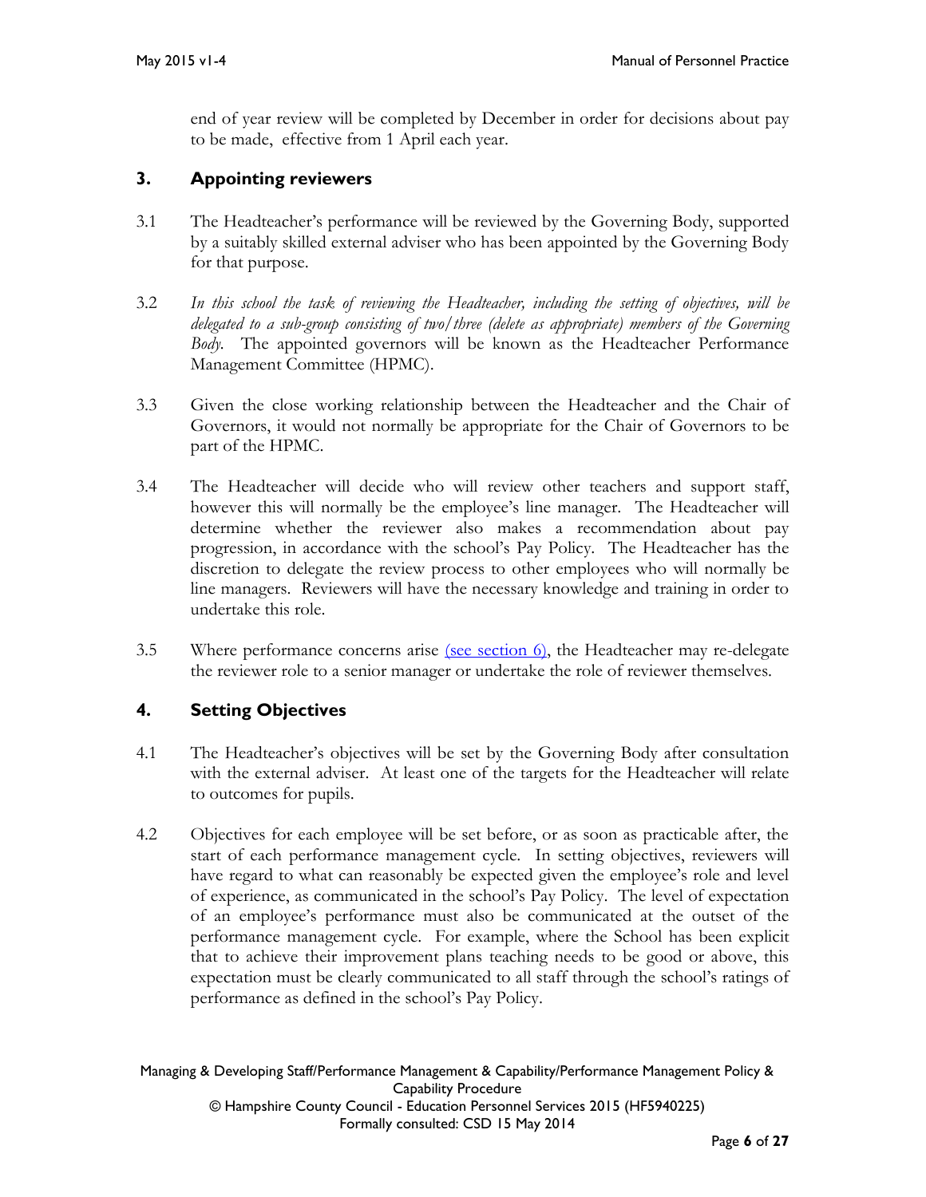end of year review will be completed by December in order for decisions about pay to be made, effective from 1 April each year.

## 3. Appointing reviewers

3.1 The Headteacher's performance will be reviewed by the Governing Body, supported by a suitably skilled external adviser who has been appointed by the Governing Body for that purpose.

3.2 *In this school the task of reviewing the Headteacher, including the setting of objectives, will be delegated to a sub-group consisting of two/three (delete as appropriate) members of the Governing Body.* The appointed governors will be known as the Headteacher Performance Management Committee (HPMC).

3.3 Given the close working relationship between the Headteacher and the Chair of Governors, it would not normally be appropriate for the Chair of Governors to be part of the HPMC.

3.4 The Headteacher will decide who will review other teachers and support staff, however this will normally be the employee's line manager. The Headteacher will determine whether the reviewer also makes a recommendation about pay progression, in accordance with the school's Pay Policy. The Headteacher has the discretion to delegate the review process to other employees who will normally be line managers. Reviewers will have the necessary knowledge and training in order to undertake this role.

3.5 Where performance concerns arise (see section 6), the Headteacher may re-delegate the reviewer role to a senior manager or undertake the role of reviewer themselves.

## 4. Setting Objectives

4.1 The Headteacher's objectives will be set by the Governing Body after consultation with the external adviser. At least one of the targets for the Headteacher will relate to outcomes for pupils.

4.2 Objectives for each employee will be set before, or as soon as practicable after, the start of each performance management cycle. In setting objectives, reviewers will have regard to what can reasonably be expected given the employee's role and level of experience, as communicated in the school's Pay Policy. The level of expectation of an employee's performance must also be communicated at the outset of the performance management cycle. For example, where the School has been explicit that to achieve their improvement plans teaching needs to be good or above, this expectation must be clearly communicated to all staff through the school's ratings of performance as defined in the school's Pay Policy.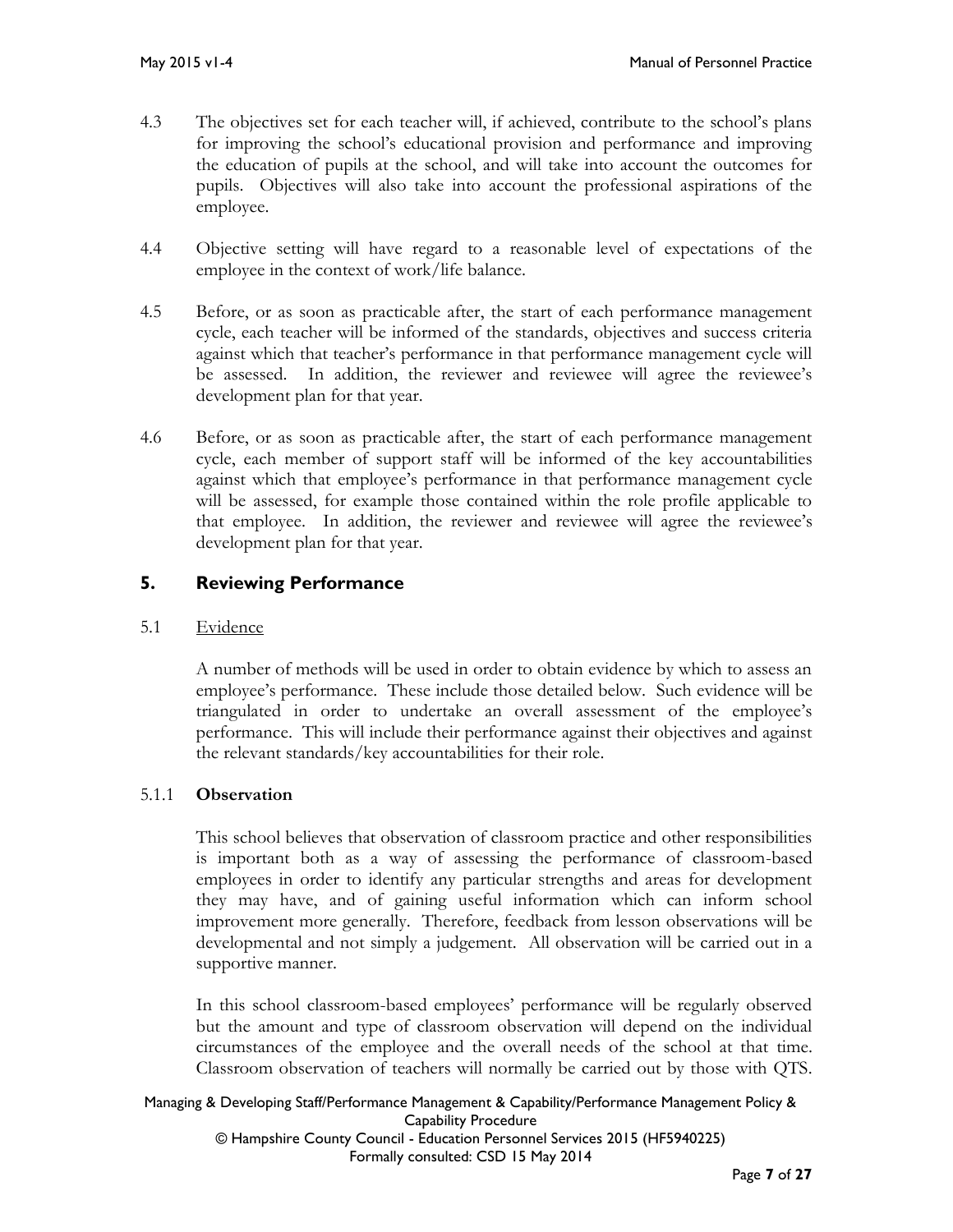4.3 The objectives set for each teacher will, if achieved, contribute to the school's plans for improving the school's educational provision and performance and improving the education of pupils at the school, and will take into account the outcomes for pupils. Objectives will also take into account the professional aspirations of the employee.

4.4 Objective setting will have regard to a reasonable level of expectations of the employee in the context of work/life balance.

4.5 Before, or as soon as practicable after, the start of each performance management cycle, each teacher will be informed of the standards, objectives and success criteria against which that teacher's performance in that performance management cycle will be assessed. In addition, the reviewer and reviewee will agree the reviewee's development plan for that year.

4.6 Before, or as soon as practicable after, the start of each performance management cycle, each member of support staff will be informed of the key accountabilities against which that employee's performance in that performance management cycle will be assessed, for example those contained within the role profile applicable to that employee. In addition, the reviewer and reviewee will agree the reviewee's development plan for that year.

## 5. Reviewing Performance

5.1 Evidence

A number of methods will be used in order to obtain evidence by which to assess an employee's performance. These include those detailed below. Such evidence will be triangulated in order to undertake an overall assessment of the employee's performance. This will include their performance against their objectives and against the relevant standards/key accountabilities for their role.

5.1.1 **Observation**

This school believes that observation of classroom practice and other responsibilities is important both as a way of assessing the performance of classroom-based employees in order to identify any particular strengths and areas for development they may have, and of gaining useful information which can inform school improvement more generally. Therefore, feedback from lesson observations will be developmental and not simply a judgement. All observation will be carried out in a supportive manner.

In this school classroom-based employees' performance will be regularly observed but the amount and type of classroom observation will depend on the individual circumstances of the employee and the overall needs of the school at that time. Classroom observation of teachers will normally be carried out by those with QTS.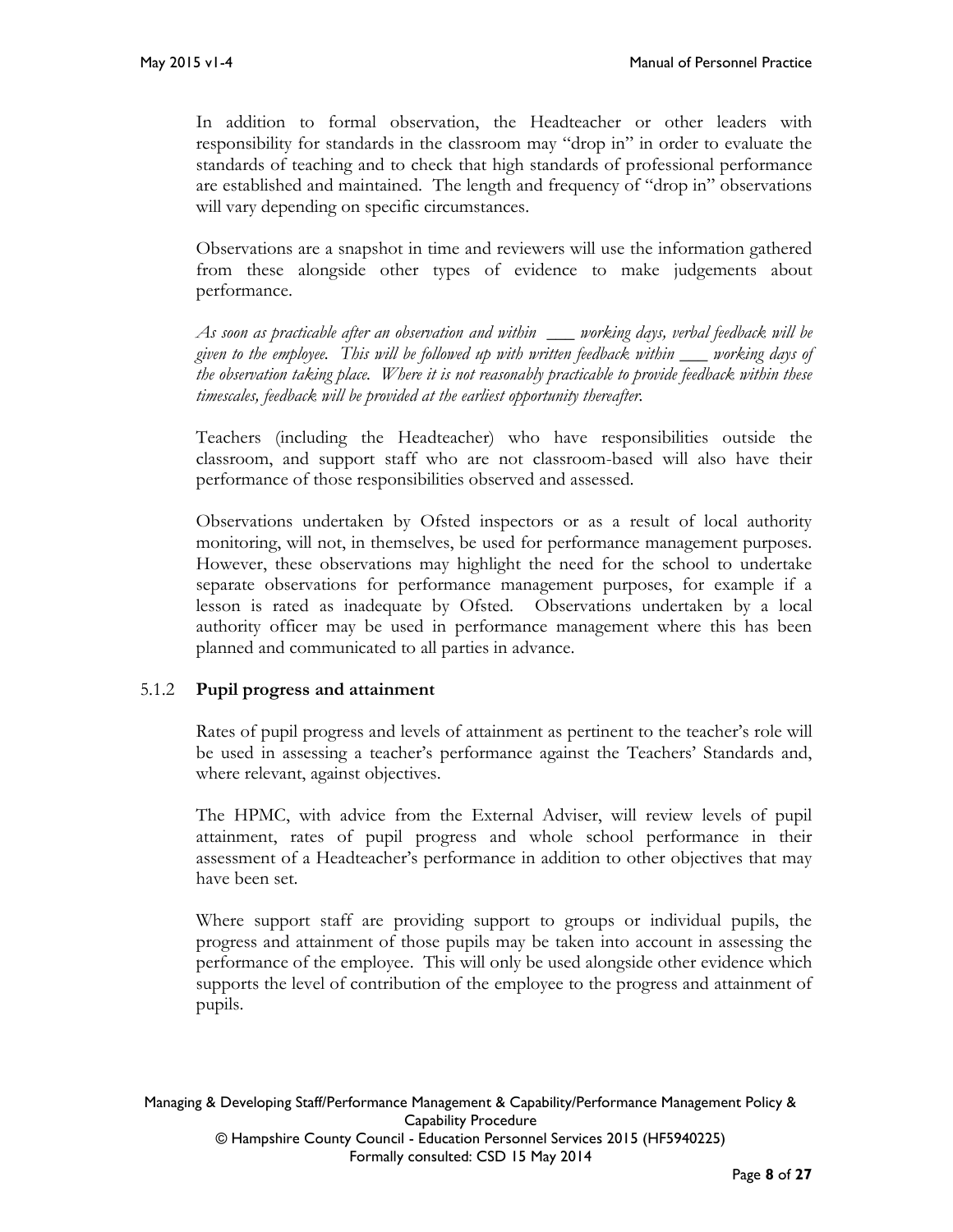In addition to formal observation, the Headteacher or other leaders with responsibility for standards in the classroom may "drop in" in order to evaluate the standards of teaching and to check that high standards of professional performance are established and maintained. The length and frequency of "drop in" observations will vary depending on specific circumstances.

Observations are a snapshot in time and reviewers will use the information gathered from these alongside other types of evidence to make judgements about performance.

*As soon as practicable after an observation and within \_\_\_ working days, verbal feedback will be given to the employee. This will be followed up with written feedback within \_\_\_ working days of the observation taking place. Where it is not reasonably practicable to provide feedback within these timescales, feedback will be provided at the earliest opportunity thereafter.*

Teachers (including the Headteacher) who have responsibilities outside the classroom, and support staff who are not classroom-based will also have their performance of those responsibilities observed and assessed.

Observations undertaken by Ofsted inspectors or as a result of local authority monitoring, will not, in themselves, be used for performance management purposes. However, these observations may highlight the need for the school to undertake separate observations for performance management purposes, for example if a lesson is rated as inadequate by Ofsted. Observations undertaken by a local authority officer may be used in performance management where this has been planned and communicated to all parties in advance.

### 5.1.2 Pupil progress and attainment

Rates of pupil progress and levels of attainment as pertinent to the teacher's role will be used in assessing a teacher's performance against the Teachers' Standards and, where relevant, against objectives.

The HPMC, with advice from the External Adviser, will review levels of pupil attainment, rates of pupil progress and whole school performance in their assessment of a Headteacher's performance in addition to other objectives that may have been set.

Where support staff are providing support to groups or individual pupils, the progress and attainment of those pupils may be taken into account in assessing the performance of the employee. This will only be used alongside other evidence which supports the level of contribution of the employee to the progress and attainment of pupils.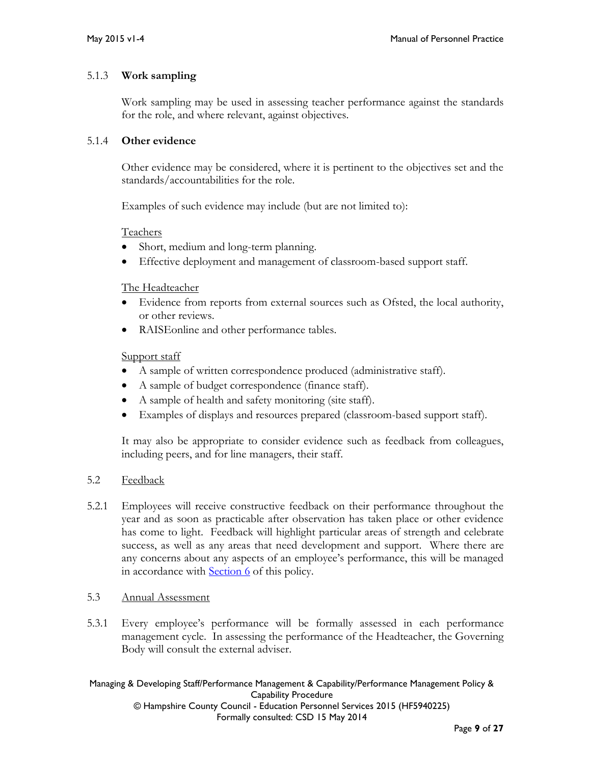### 5.1.3 **Work sampling**

Work sampling may be used in assessing teacher performance against the standards for the role, and where relevant, against objectives.

### 5.1.4 **Other evidence**

Other evidence may be considered, where it is pertinent to the objectives set and the standards/accountabilities for the role.

Examples of such evidence may include (but are not limited to):

Teachers

- Short, medium and long-term planning.
- Effective deployment and management of classroom-based support staff.

The Headteacher

- Evidence from reports from external sources such as Ofsted, the local authority, or other reviews.
- RAISEonline and other performance tables.

Support staff

- A sample of written correspondence produced (administrative staff).
- A sample of budget correspondence (finance staff).
- A sample of health and safety monitoring (site staff).
- Examples of displays and resources prepared (classroom-based support staff).

It may also be appropriate to consider evidence such as feedback from colleagues, including peers, and for line managers, their staff.

## 5.2 Feedback

5.2.1 Employees will receive constructive feedback on their performance throughout the year and as soon as practicable after observation has taken place or other evidence has come to light. Feedback will highlight particular areas of strength and celebrate success, as well as any areas that need development and support. Where there are any concerns about any aspects of an employee's performance, this will be managed in accordance with Section 6 of this policy.

## 5.3 Annual Assessment

5.3.1 Every employee's performance will be formally assessed in each performance management cycle. In assessing the performance of the Headteacher, the Governing Body will consult the external adviser.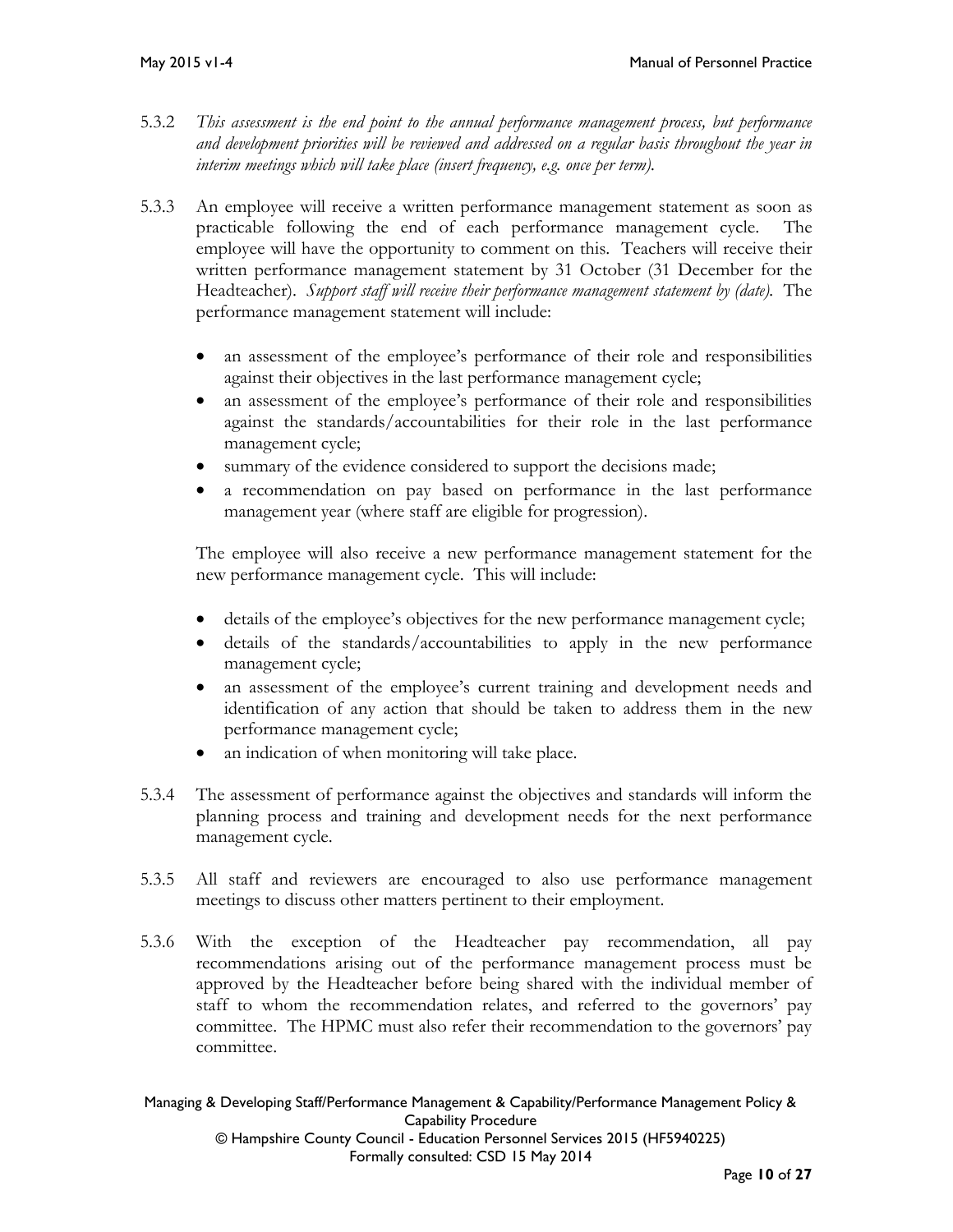5.3.2 *This assessment is the end point to the annual performance management process, but performance and development priorities will be reviewed and addressed on a regular basis throughout the year in interim meetings which will take place (insert frequency, e.g. once per term).*

5.3.3 An employee will receive a written performance management statement as soon as practicable following the end of each performance management cycle. The employee will have the opportunity to comment on this. Teachers will receive their written performance management statement by 31 October (31 December for the Headteacher). *Support staff will receive their performance management statement by (date).* The performance management statement will include:

- an assessment of the employee's performance of their role and responsibilities against their objectives in the last performance management cycle;
- an assessment of the employee's performance of their role and responsibilities against the standards/accountabilities for their role in the last performance management cycle;
- summary of the evidence considered to support the decisions made;
- a recommendation on pay based on performance in the last performance management year (where staff are eligible for progression).

The employee will also receive a new performance management statement for the new performance management cycle. This will include:

- details of the employee's objectives for the new performance management cycle;
- details of the standards/accountabilities to apply in the new performance management cycle;
- an assessment of the employee's current training and development needs and identification of any action that should be taken to address them in the new performance management cycle;
- an indication of when monitoring will take place.

5.3.4 The assessment of performance against the objectives and standards will inform the planning process and training and development needs for the next performance management cycle.

5.3.5 All staff and reviewers are encouraged to also use performance management meetings to discuss other matters pertinent to their employment.

5.3.6 With the exception of the Headteacher pay recommendation, all pay recommendations arising out of the performance management process must be approved by the Headteacher before being shared with the individual member of staff to whom the recommendation relates, and referred to the governors' pay committee. The HPMC must also refer their recommendation to the governors' pay committee.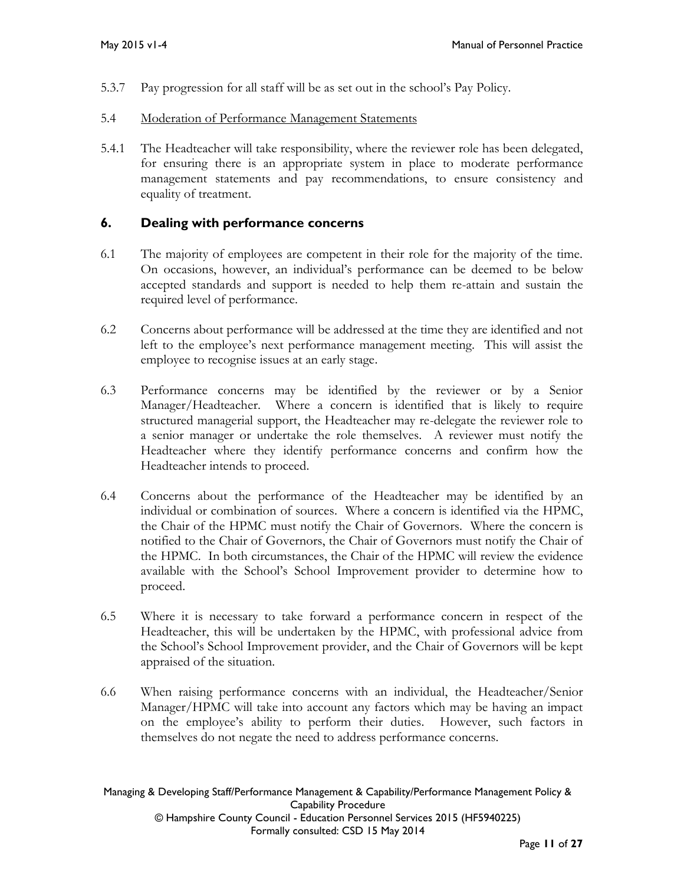5.3.7 Pay progression for all staff will be as set out in the school's Pay Policy.

5.4 Moderation of Performance Management Statements

5.4.1 The Headteacher will take responsibility, where the reviewer role has been delegated, for ensuring there is an appropriate system in place to moderate performance management statements and pay recommendations, to ensure consistency and equality of treatment.

## 6. Dealing with performance concerns

6.1 The majority of employees are competent in their role for the majority of the time. On occasions, however, an individual's performance can be deemed to be below accepted standards and support is needed to help them re-attain and sustain the required level of performance.

6.2 Concerns about performance will be addressed at the time they are identified and not left to the employee's next performance management meeting. This will assist the employee to recognise issues at an early stage.

6.3 Performance concerns may be identified by the reviewer or by a Senior Manager/Headteacher. Where a concern is identified that is likely to require structured managerial support, the Headteacher may re-delegate the reviewer role to a senior manager or undertake the role themselves. A reviewer must notify the Headteacher where they identify performance concerns and confirm how the Headteacher intends to proceed.

6.4 Concerns about the performance of the Headteacher may be identified by an individual or combination of sources. Where a concern is identified via the HPMC, the Chair of the HPMC must notify the Chair of Governors. Where the concern is notified to the Chair of Governors, the Chair of Governors must notify the Chair of the HPMC. In both circumstances, the Chair of the HPMC will review the evidence available with the School's School Improvement provider to determine how to proceed.

6.5 Where it is necessary to take forward a performance concern in respect of the Headteacher, this will be undertaken by the HPMC, with professional advice from the School's School Improvement provider, and the Chair of Governors will be kept appraised of the situation.

6.6 When raising performance concerns with an individual, the Headteacher/Senior Manager/HPMC will take into account any factors which may be having an impact on the employee's ability to perform their duties. However, such factors in themselves do not negate the need to address performance concerns.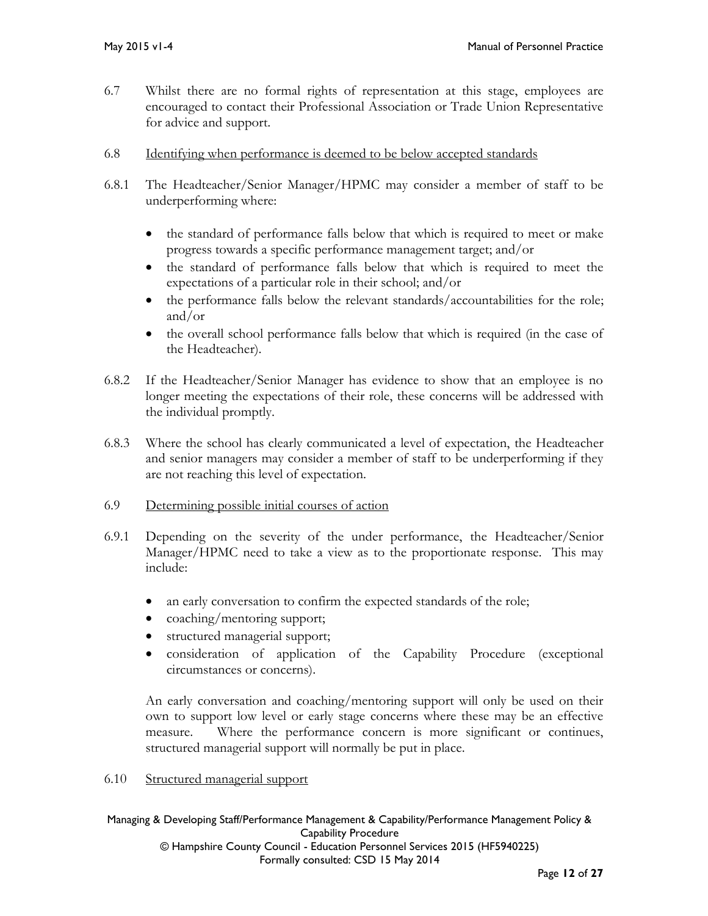6.7 Whilst there are no formal rights of representation at this stage, employees are encouraged to contact their Professional Association or Trade Union Representative for advice and support.

6.8 <u>Identifying when performance is deemed to be below accepted standards</u>

6.8.1 The Headteacher/Senior Manager/HPMC may consider a member of staff to be underperforming where:

- the standard of performance falls below that which is required to meet or make progress towards a specific performance management target; and/or
- the standard of performance falls below that which is required to meet the expectations of a particular role in their school; and/or
- the performance falls below the relevant standards/accountabilities for the role; and/or
- the overall school performance falls below that which is required (in the case of the Headteacher).

6.8.2 If the Headteacher/Senior Manager has evidence to show that an employee is no longer meeting the expectations of their role, these concerns will be addressed with the individual promptly.

6.8.3 Where the school has clearly communicated a level of expectation, the Headteacher and senior managers may consider a member of staff to be underperforming if they are not reaching this level of expectation.

6.9 <u>Determining possible initial courses of action</u>

6.9.1 Depending on the severity of the under performance, the Headteacher/Senior Manager/HPMC need to take a view as to the proportionate response. This may include:

- an early conversation to confirm the expected standards of the role;
- coaching/mentoring support;
- structured managerial support;
- consideration of application of the Capability Procedure (exceptional circumstances or concerns).

An early conversation and coaching/mentoring support will only be used on their own to support low level or early stage concerns where these may be an effective measure. Where the performance concern is more significant or continues, structured managerial support will normally be put in place.

6.10 <u>Structured managerial support</u>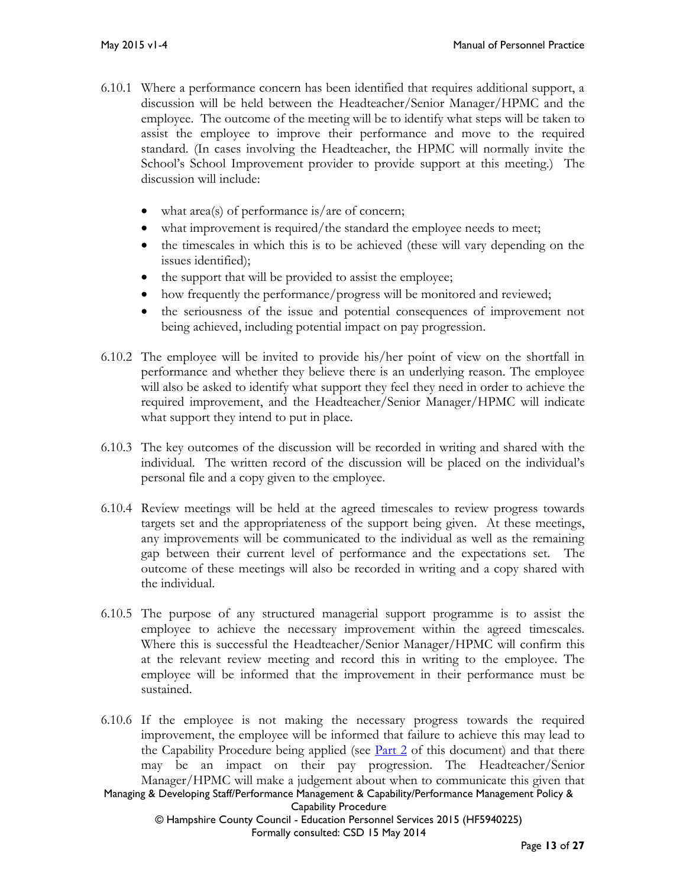6.10.1 Where a performance concern has been identified that requires additional support, a discussion will be held between the Headteacher/Senior Manager/HPMC and the employee. The outcome of the meeting will be to identify what steps will be taken to assist the employee to improve their performance and move to the required standard. (In cases involving the Headteacher, the HPMC will normally invite the School's School Improvement provider to provide support at this meeting.) The discussion will include:

- what area(s) of performance is/are of concern;
- what improvement is required/the standard the employee needs to meet;
- the timescales in which this is to be achieved (these will vary depending on the issues identified);
- the support that will be provided to assist the employee;
- how frequently the performance/progress will be monitored and reviewed;
- the seriousness of the issue and potential consequences of improvement not being achieved, including potential impact on pay progression.

6.10.2 The employee will be invited to provide his/her point of view on the shortfall in performance and whether they believe there is an underlying reason. The employee will also be asked to identify what support they feel they need in order to achieve the required improvement, and the Headteacher/Senior Manager/HPMC will indicate what support they intend to put in place.

6.10.3 The key outcomes of the discussion will be recorded in writing and shared with the individual. The written record of the discussion will be placed on the individual's personal file and a copy given to the employee.

6.10.4 Review meetings will be held at the agreed timescales to review progress towards targets set and the appropriateness of the support being given. At these meetings, any improvements will be communicated to the individual as well as the remaining gap between their current level of performance and the expectations set. The outcome of these meetings will also be recorded in writing and a copy shared with the individual.

6.10.5 The purpose of any structured managerial support programme is to assist the employee to achieve the necessary improvement within the agreed timescales. Where this is successful the Headteacher/Senior Manager/HPMC will confirm this at the relevant review meeting and record this in writing to the employee. The employee will be informed that the improvement in their performance must be sustained.

6.10.6 If the employee is not making the necessary progress towards the required improvement, the employee will be informed that failure to achieve this may lead to the Capability Procedure being applied (see Part 2 of this document) and that there may be an impact on their pay progression. The Headteacher/Senior Manager/HPMC will make a judgement about when to communicate this given that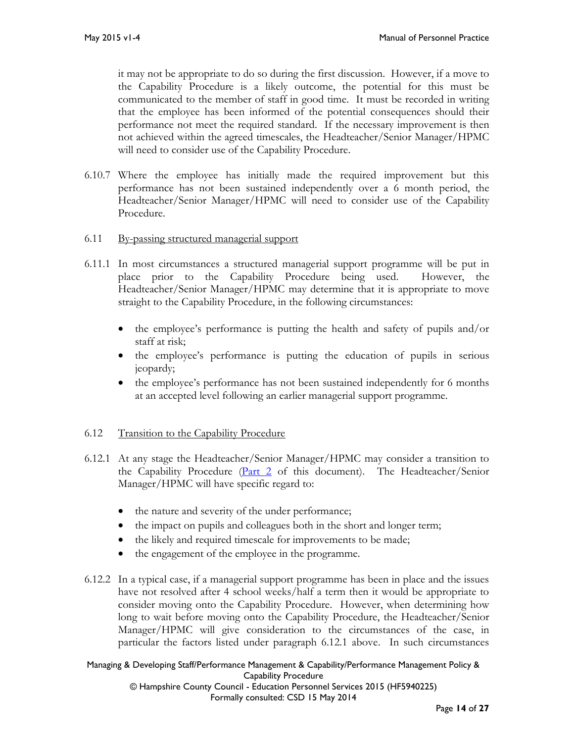it may not be appropriate to do so during the first discussion. However, if a move to the Capability Procedure is a likely outcome, the potential for this must be communicated to the member of staff in good time. It must be recorded in writing that the employee has been informed of the potential consequences should their performance not meet the required standard. If the necessary improvement is then not achieved within the agreed timescales, the Headteacher/Senior Manager/HPMC will need to consider use of the Capability Procedure.

6.10.7 Where the employee has initially made the required improvement but this performance has not been sustained independently over a 6 month period, the Headteacher/Senior Manager/HPMC will need to consider use of the Capability Procedure.

6.11 By-passing structured managerial support

6.11.1 In most circumstances a structured managerial support programme will be put in place prior to the Capability Procedure being used. However, the Headteacher/Senior Manager/HPMC may determine that it is appropriate to move straight to the Capability Procedure, in the following circumstances:

- the employee's performance is putting the health and safety of pupils and/or staff at risk;
- the employee's performance is putting the education of pupils in serious jeopardy;
- the employee's performance has not been sustained independently for 6 months at an accepted level following an earlier managerial support programme.

6.12 Transition to the Capability Procedure

6.12.1 At any stage the Headteacher/Senior Manager/HPMC may consider a transition to the Capability Procedure (Part 2 of this document). The Headteacher/Senior Manager/HPMC will have specific regard to:

- the nature and severity of the under performance;
- the impact on pupils and colleagues both in the short and longer term;
- the likely and required timescale for improvements to be made;
- the engagement of the employee in the programme.

6.12.2 In a typical case, if a managerial support programme has been in place and the issues have not resolved after 4 school weeks/half a term then it would be appropriate to consider moving onto the Capability Procedure. However, when determining how long to wait before moving onto the Capability Procedure, the Headteacher/Senior Manager/HPMC will give consideration to the circumstances of the case, in particular the factors listed under paragraph 6.12.1 above. In such circumstances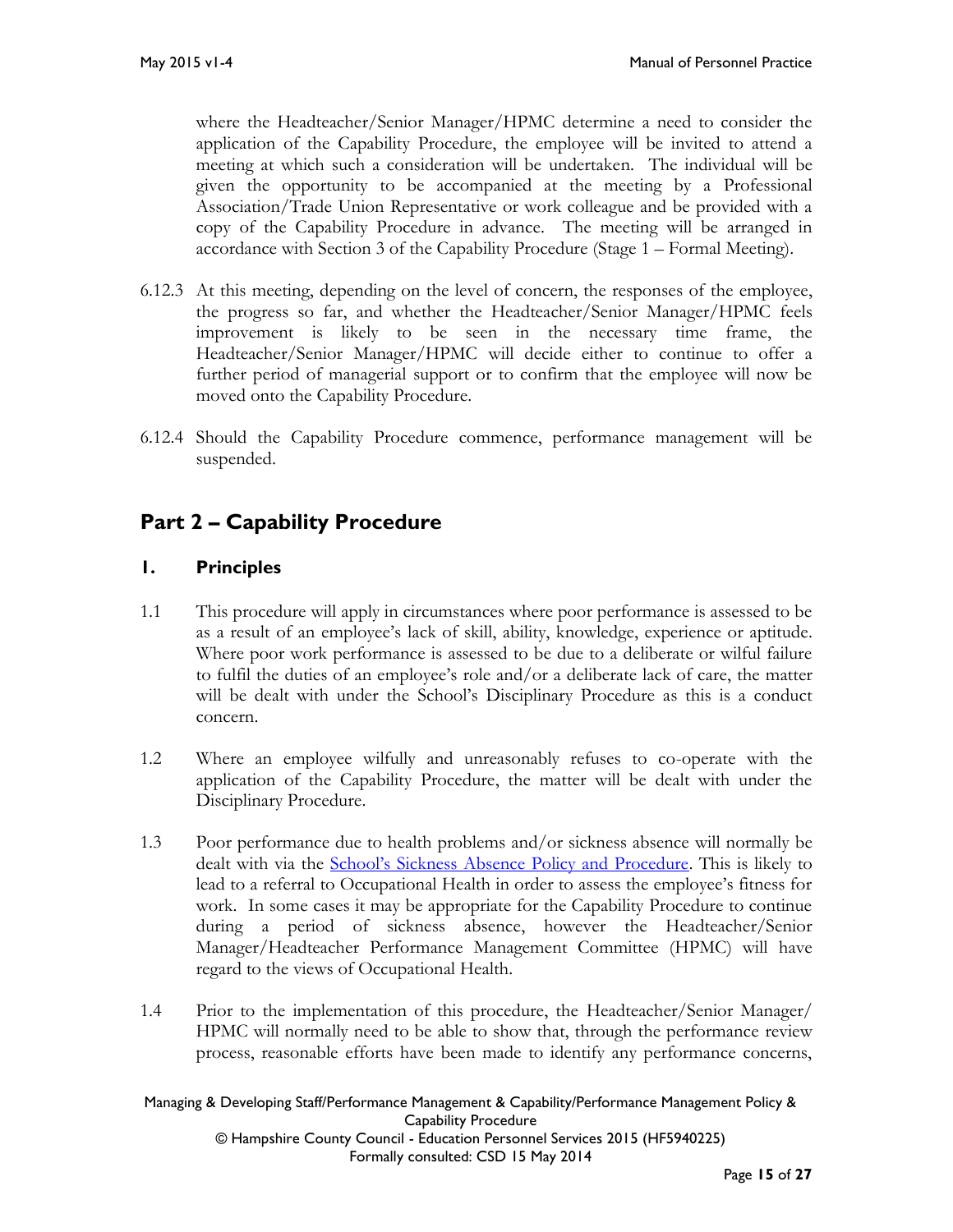where the Headteacher/Senior Manager/HPMC determine a need to consider the application of the Capability Procedure, the employee will be invited to attend a meeting at which such a consideration will be undertaken. The individual will be given the opportunity to be accompanied at the meeting by a Professional Association/Trade Union Representative or work colleague and be provided with a copy of the Capability Procedure in advance. The meeting will be arranged in accordance with Section 3 of the Capability Procedure (Stage 1 – Formal Meeting).

6.12.3 At this meeting, depending on the level of concern, the responses of the employee, the progress so far, and whether the Headteacher/Senior Manager/HPMC feels improvement is likely to be seen in the necessary time frame, the Headteacher/Senior Manager/HPMC will decide either to continue to offer a further period of managerial support or to confirm that the employee will now be moved onto the Capability Procedure.

6.12.4 Should the Capability Procedure commence, performance management will be suspended.

## Part 2 – Capability Procedure

### 1. Principles

1.1 This procedure will apply in circumstances where poor performance is assessed to be as a result of an employee's lack of skill, ability, knowledge, experience or aptitude. Where poor work performance is assessed to be due to a deliberate or wilful failure to fulfil the duties of an employee's role and/or a deliberate lack of care, the matter will be dealt with under the School's Disciplinary Procedure as this is a conduct concern.

1.2 Where an employee wilfully and unreasonably refuses to co-operate with the application of the Capability Procedure, the matter will be dealt with under the Disciplinary Procedure.

1.3 Poor performance due to health problems and/or sickness absence will normally be dealt with via the School's Sickness Absence Policy and Procedure. This is likely to lead to a referral to Occupational Health in order to assess the employee's fitness for work. In some cases it may be appropriate for the Capability Procedure to continue during a period of sickness absence, however the Headteacher/Senior Manager/Headteacher Performance Management Committee (HPMC) will have regard to the views of Occupational Health.

1.4 Prior to the implementation of this procedure, the Headteacher/Senior Manager/HPMC will normally need to be able to show that, through the performance review process, reasonable efforts have been made to identify any performance concerns,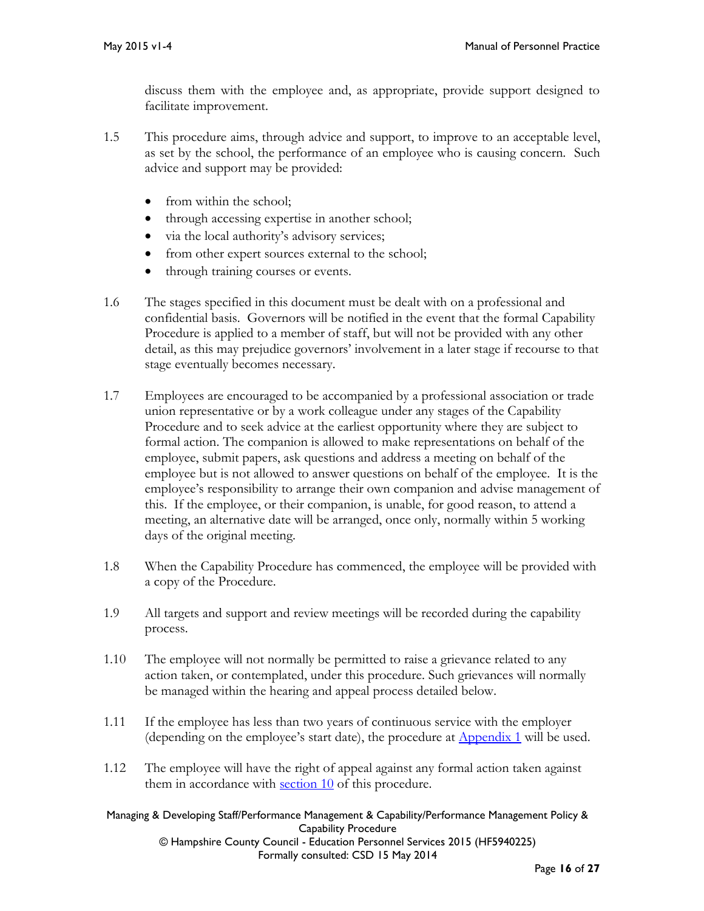discuss them with the employee and, as appropriate, provide support designed to facilitate improvement.

1.5 This procedure aims, through advice and support, to improve to an acceptable level, as set by the school, the performance of an employee who is causing concern. Such advice and support may be provided:

- from within the school;
- through accessing expertise in another school;
- via the local authority's advisory services;
- from other expert sources external to the school;
- through training courses or events.

1.6 The stages specified in this document must be dealt with on a professional and confidential basis. Governors will be notified in the event that the formal Capability Procedure is applied to a member of staff, but will not be provided with any other detail, as this may prejudice governors' involvement in a later stage if recourse to that stage eventually becomes necessary.

1.7 Employees are encouraged to be accompanied by a professional association or trade union representative or by a work colleague under any stages of the Capability Procedure and to seek advice at the earliest opportunity where they are subject to formal action. The companion is allowed to make representations on behalf of the employee, submit papers, ask questions and address a meeting on behalf of the employee but is not allowed to answer questions on behalf of the employee. It is the employee's responsibility to arrange their own companion and advise management of this. If the employee, or their companion, is unable, for good reason, to attend a meeting, an alternative date will be arranged, once only, normally within 5 working days of the original meeting.

1.8 When the Capability Procedure has commenced, the employee will be provided with a copy of the Procedure.

1.9 All targets and support and review meetings will be recorded during the capability process.

1.10 The employee will not normally be permitted to raise a grievance related to any action taken, or contemplated, under this procedure. Such grievances will normally be managed within the hearing and appeal process detailed below.

1.11 If the employee has less than two years of continuous service with the employer (depending on the employee's start date), the procedure at Appendix 1 will be used.

1.12 The employee will have the right of appeal against any formal action taken against them in accordance with section 10 of this procedure.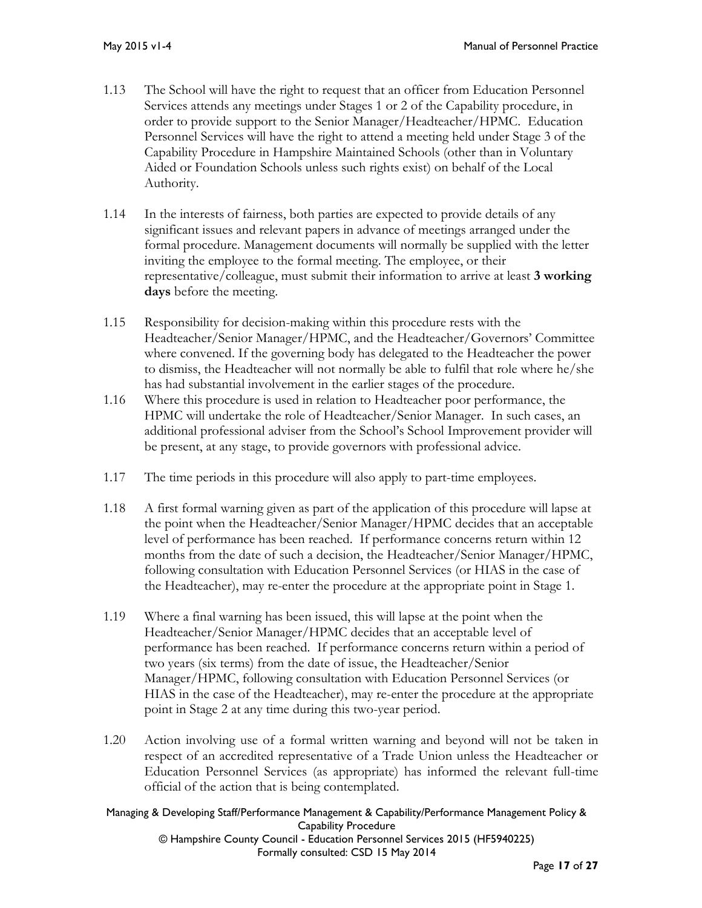1.13 The School will have the right to request that an officer from Education Personnel Services attends any meetings under Stages 1 or 2 of the Capability procedure, in order to provide support to the Senior Manager/Headteacher/HPMC. Education Personnel Services will have the right to attend a meeting held under Stage 3 of the Capability Procedure in Hampshire Maintained Schools (other than in Voluntary Aided or Foundation Schools unless such rights exist) on behalf of the Local Authority.

1.14 In the interests of fairness, both parties are expected to provide details of any significant issues and relevant papers in advance of meetings arranged under the formal procedure. Management documents will normally be supplied with the letter inviting the employee to the formal meeting. The employee, or their representative/colleague, must submit their information to arrive at least **3 working days** before the meeting.

1.15 Responsibility for decision-making within this procedure rests with the Headteacher/Senior Manager/HPMC, and the Headteacher/Governors' Committee where convened. If the governing body has delegated to the Headteacher the power to dismiss, the Headteacher will not normally be able to fulfil that role where he/she has had substantial involvement in the earlier stages of the procedure.

1.16 Where this procedure is used in relation to Headteacher poor performance, the HPMC will undertake the role of Headteacher/Senior Manager. In such cases, an additional professional adviser from the School's School Improvement provider will be present, at any stage, to provide governors with professional advice.

1.17 The time periods in this procedure will also apply to part-time employees.

1.18 A first formal warning given as part of the application of this procedure will lapse at the point when the Headteacher/Senior Manager/HPMC decides that an acceptable level of performance has been reached. If performance concerns return within 12 months from the date of such a decision, the Headteacher/Senior Manager/HPMC, following consultation with Education Personnel Services (or HIAS in the case of the Headteacher), may re-enter the procedure at the appropriate point in Stage 1.

1.19 Where a final warning has been issued, this will lapse at the point when the Headteacher/Senior Manager/HPMC decides that an acceptable level of performance has been reached. If performance concerns return within a period of two years (six terms) from the date of issue, the Headteacher/Senior Manager/HPMC, following consultation with Education Personnel Services (or HIAS in the case of the Headteacher), may re-enter the procedure at the appropriate point in Stage 2 at any time during this two-year period.

1.20 Action involving use of a formal written warning and beyond will not be taken in respect of an accredited representative of a Trade Union unless the Headteacher or Education Personnel Services (as appropriate) has informed the relevant full-time official of the action that is being contemplated.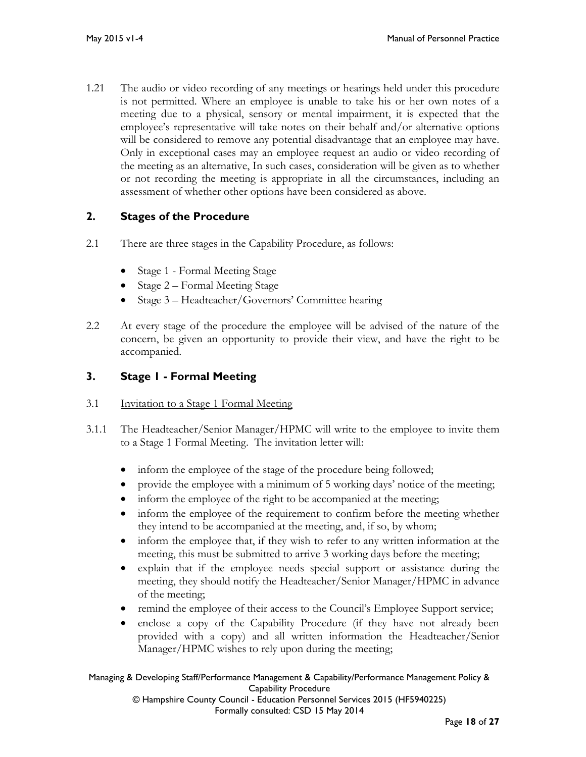1.21 The audio or video recording of any meetings or hearings held under this procedure is not permitted. Where an employee is unable to take his or her own notes of a meeting due to a physical, sensory or mental impairment, it is expected that the employee's representative will take notes on their behalf and/or alternative options will be considered to remove any potential disadvantage that an employee may have. Only in exceptional cases may an employee request an audio or video recording of the meeting as an alternative, In such cases, consideration will be given as to whether or not recording the meeting is appropriate in all the circumstances, including an assessment of whether other options have been considered as above.

## 2. Stages of the Procedure

2.1 There are three stages in the Capability Procedure, as follows:

- Stage 1 - Formal Meeting Stage
- Stage 2 – Formal Meeting Stage
- Stage 3 – Headteacher/Governors' Committee hearing

2.2 At every stage of the procedure the employee will be advised of the nature of the concern, be given an opportunity to provide their view, and have the right to be accompanied.

## 3. Stage 1 - Formal Meeting

3.1 <u>Invitation to a Stage 1 Formal Meeting</u>

3.1.1 The Headteacher/Senior Manager/HPMC will write to the employee to invite them to a Stage 1 Formal Meeting. The invitation letter will:

- inform the employee of the stage of the procedure being followed;
- provide the employee with a minimum of 5 working days' notice of the meeting;
- inform the employee of the right to be accompanied at the meeting;
- inform the employee of the requirement to confirm before the meeting whether they intend to be accompanied at the meeting, and, if so, by whom;
- inform the employee that, if they wish to refer to any written information at the meeting, this must be submitted to arrive 3 working days before the meeting;
- explain that if the employee needs special support or assistance during the meeting, they should notify the Headteacher/Senior Manager/HPMC in advance of the meeting;
- remind the employee of their access to the Council's Employee Support service;
- enclose a copy of the Capability Procedure (if they have not already been provided with a copy) and all written information the Headteacher/Senior Manager/HPMC wishes to rely upon during the meeting;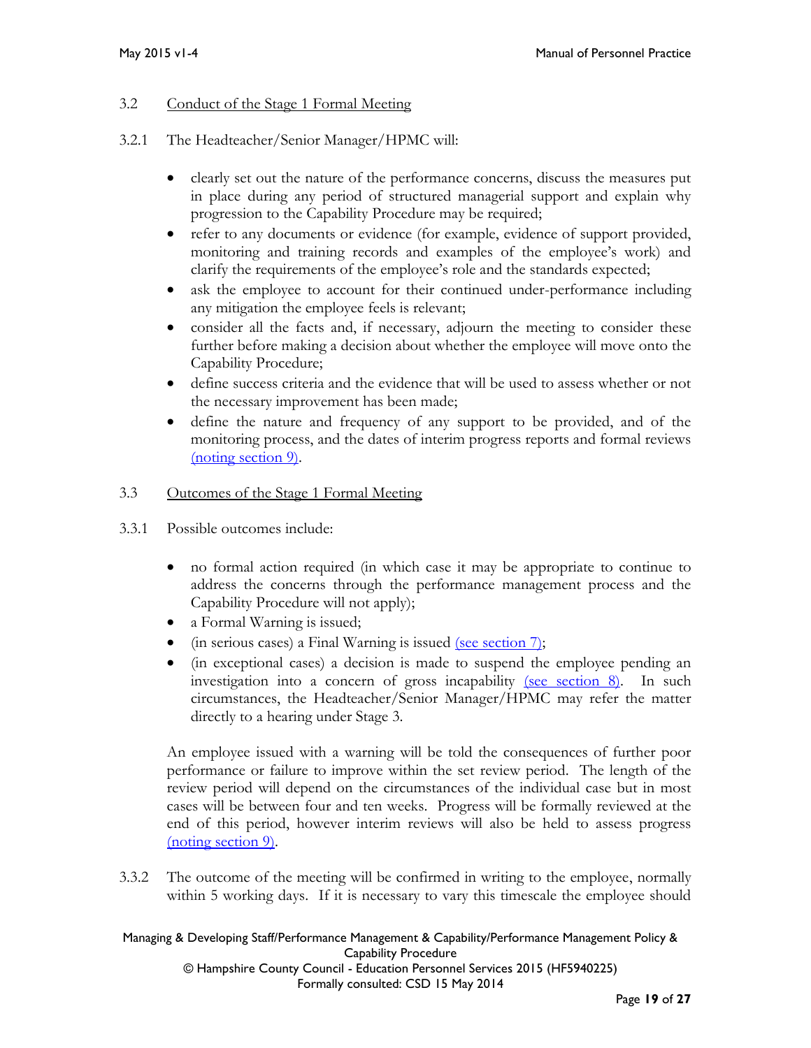### 3.2 Conduct of the Stage 1 Formal Meeting

3.2.1 The Headteacher/Senior Manager/HPMC will:

- clearly set out the nature of the performance concerns, discuss the measures put in place during any period of structured managerial support and explain why progression to the Capability Procedure may be required;
- refer to any documents or evidence (for example, evidence of support provided, monitoring and training records and examples of the employee's work) and clarify the requirements of the employee's role and the standards expected;
- ask the employee to account for their continued under-performance including any mitigation the employee feels is relevant;
- consider all the facts and, if necessary, adjourn the meeting to consider these further before making a decision about whether the employee will move onto the Capability Procedure;
- define success criteria and the evidence that will be used to assess whether or not the necessary improvement has been made;
- define the nature and frequency of any support to be provided, and of the monitoring process, and the dates of interim progress reports and formal reviews (noting section 9).

### 3.3 Outcomes of the Stage 1 Formal Meeting

3.3.1 Possible outcomes include:

- no formal action required (in which case it may be appropriate to continue to address the concerns through the performance management process and the Capability Procedure will not apply);
- a Formal Warning is issued;
- (in serious cases) a Final Warning is issued (see section 7);
- (in exceptional cases) a decision is made to suspend the employee pending an investigation into a concern of gross incapability (see section 8). In such circumstances, the Headteacher/Senior Manager/HPMC may refer the matter directly to a hearing under Stage 3.

An employee issued with a warning will be told the consequences of further poor performance or failure to improve within the set review period. The length of the review period will depend on the circumstances of the individual case but in most cases will be between four and ten weeks. Progress will be formally reviewed at the end of this period, however interim reviews will also be held to assess progress (noting section 9).

3.3.2 The outcome of the meeting will be confirmed in writing to the employee, normally within 5 working days. If it is necessary to vary this timescale the employee should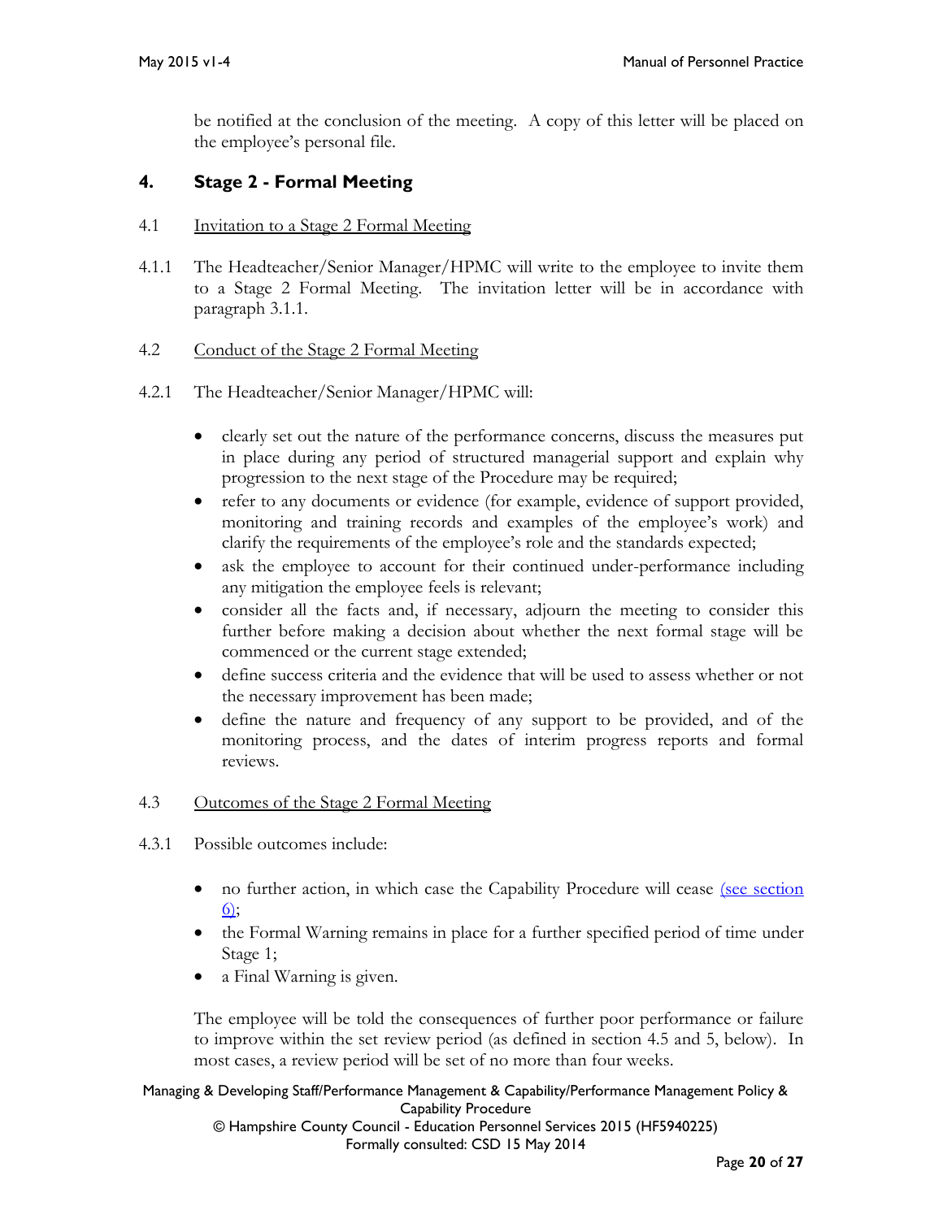be notified at the conclusion of the meeting. A copy of this letter will be placed on the employee's personal file.

## 4. Stage 2 - Formal Meeting

4.1 Invitation to a Stage 2 Formal Meeting

4.1.1 The Headteacher/Senior Manager/HPMC will write to the employee to invite them to a Stage 2 Formal Meeting. The invitation letter will be in accordance with paragraph 3.1.1.

4.2 Conduct of the Stage 2 Formal Meeting

4.2.1 The Headteacher/Senior Manager/HPMC will:

- clearly set out the nature of the performance concerns, discuss the measures put in place during any period of structured managerial support and explain why progression to the next stage of the Procedure may be required;
- refer to any documents or evidence (for example, evidence of support provided, monitoring and training records and examples of the employee's work) and clarify the requirements of the employee's role and the standards expected;
- ask the employee to account for their continued under-performance including any mitigation the employee feels is relevant;
- consider all the facts and, if necessary, adjourn the meeting to consider this further before making a decision about whether the next formal stage will be commenced or the current stage extended;
- define success criteria and the evidence that will be used to assess whether or not the necessary improvement has been made;
- define the nature and frequency of any support to be provided, and of the monitoring process, and the dates of interim progress reports and formal reviews.

4.3 Outcomes of the Stage 2 Formal Meeting

4.3.1 Possible outcomes include:

- no further action, in which case the Capability Procedure will cease (see section 6);
- the Formal Warning remains in place for a further specified period of time under Stage 1;
- a Final Warning is given.

The employee will be told the consequences of further poor performance or failure to improve within the set review period (as defined in section 4.5 and 5, below). In most cases, a review period will be set of no more than four weeks.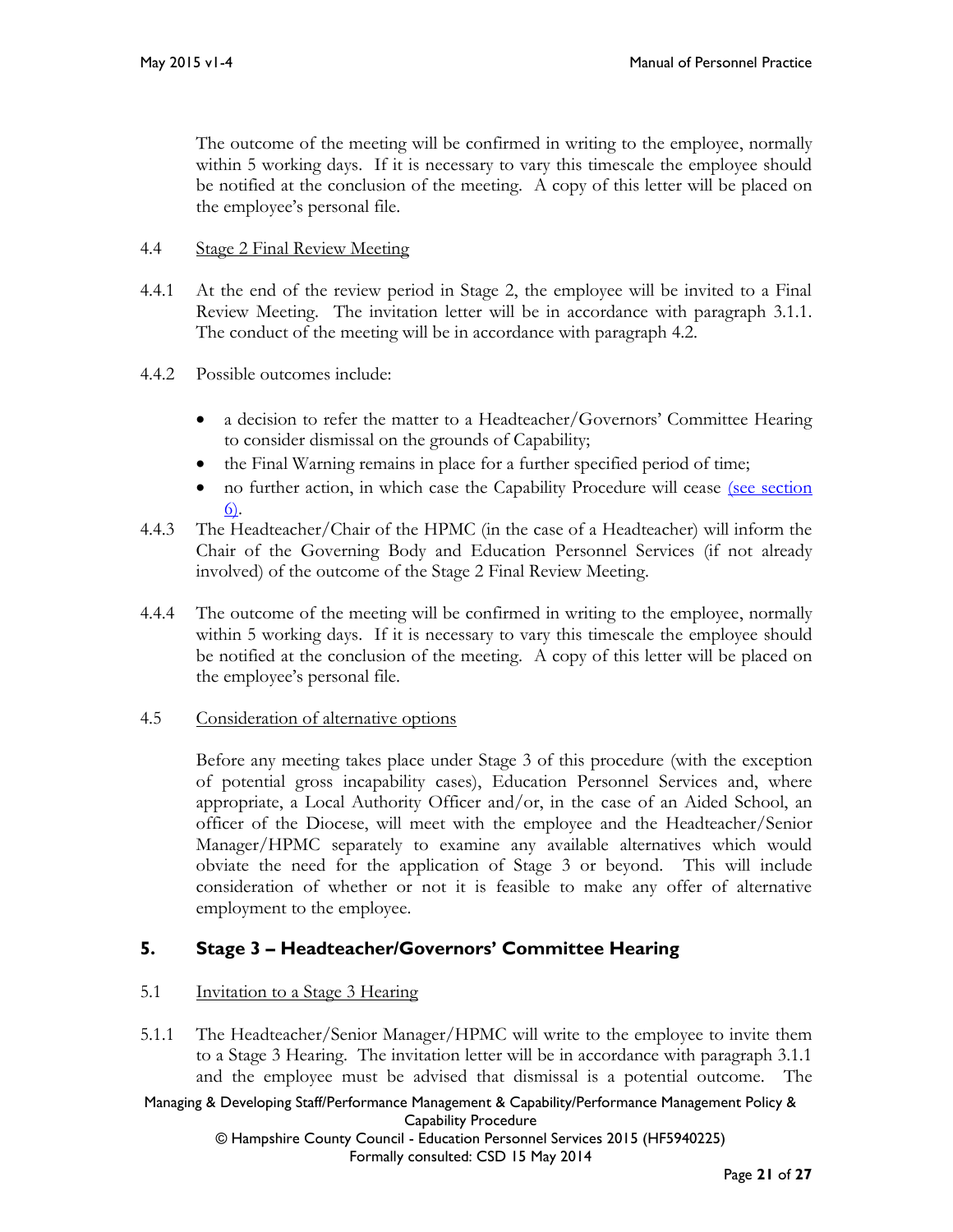The outcome of the meeting will be confirmed in writing to the employee, normally within 5 working days. If it is necessary to vary this timescale the employee should be notified at the conclusion of the meeting. A copy of this letter will be placed on the employee's personal file.

4.4 Stage 2 Final Review Meeting

4.4.1 At the end of the review period in Stage 2, the employee will be invited to a Final Review Meeting. The invitation letter will be in accordance with paragraph 3.1.1. The conduct of the meeting will be in accordance with paragraph 4.2.

4.4.2 Possible outcomes include:

- a decision to refer the matter to a Headteacher/Governors' Committee Hearing to consider dismissal on the grounds of Capability;
- the Final Warning remains in place for a further specified period of time;
- no further action, in which case the Capability Procedure will cease (see section 6).

4.4.3 The Headteacher/Chair of the HPMC (in the case of a Headteacher) will inform the Chair of the Governing Body and Education Personnel Services (if not already involved) of the outcome of the Stage 2 Final Review Meeting.

4.4.4 The outcome of the meeting will be confirmed in writing to the employee, normally within 5 working days. If it is necessary to vary this timescale the employee should be notified at the conclusion of the meeting. A copy of this letter will be placed on the employee's personal file.

4.5 Consideration of alternative options

Before any meeting takes place under Stage 3 of this procedure (with the exception of potential gross incapability cases), Education Personnel Services and, where appropriate, a Local Authority Officer and/or, in the case of an Aided School, an officer of the Diocese, will meet with the employee and the Headteacher/Senior Manager/HPMC separately to examine any available alternatives which would obviate the need for the application of Stage 3 or beyond. This will include consideration of whether or not it is feasible to make any offer of alternative employment to the employee.

## 5. Stage 3 – Headteacher/Governors' Committee Hearing

5.1 Invitation to a Stage 3 Hearing

5.1.1 The Headteacher/Senior Manager/HPMC will write to the employee to invite them to a Stage 3 Hearing. The invitation letter will be in accordance with paragraph 3.1.1 and the employee must be advised that dismissal is a potential outcome. The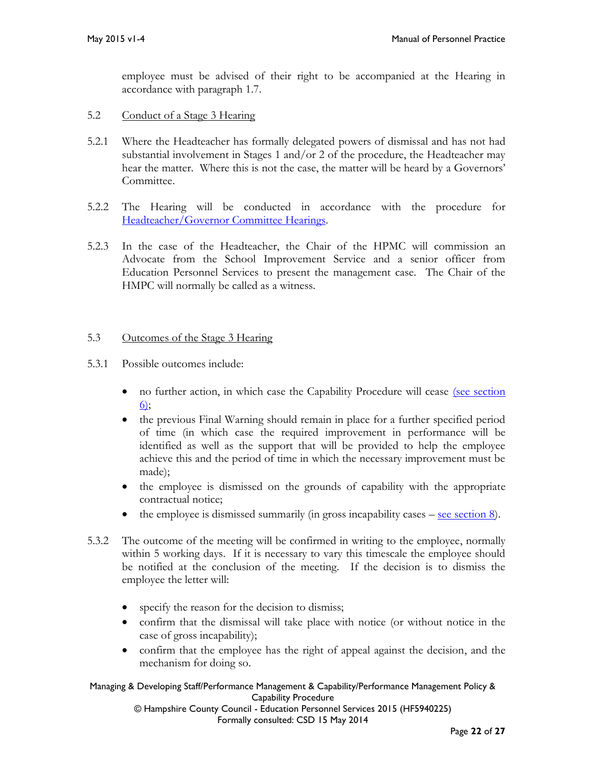employee must be advised of their right to be accompanied at the Hearing in accordance with paragraph 1.7.

5.2 Conduct of a Stage 3 Hearing

5.2.1 Where the Headteacher has formally delegated powers of dismissal and has not had substantial involvement in Stages 1 and/or 2 of the procedure, the Headteacher may hear the matter. Where this is not the case, the matter will be heard by a Governors' Committee.

5.2.2 The Hearing will be conducted in accordance with the procedure for Headteacher/Governor Committee Hearings.

5.2.3 In the case of the Headteacher, the Chair of the HPMC will commission an Advocate from the School Improvement Service and a senior officer from Education Personnel Services to present the management case. The Chair of the HMPC will normally be called as a witness.

5.3 Outcomes of the Stage 3 Hearing

5.3.1 Possible outcomes include:

- no further action, in which case the Capability Procedure will cease (see section 6);
- the previous Final Warning should remain in place for a further specified period of time (in which case the required improvement in performance will be identified as well as the support that will be provided to help the employee achieve this and the period of time in which the necessary improvement must be made);
- the employee is dismissed on the grounds of capability with the appropriate contractual notice;
- the employee is dismissed summarily (in gross incapability cases – see section 8).

5.3.2 The outcome of the meeting will be confirmed in writing to the employee, normally within 5 working days. If it is necessary to vary this timescale the employee should be notified at the conclusion of the meeting. If the decision is to dismiss the employee the letter will:

- specify the reason for the decision to dismiss;
- confirm that the dismissal will take place with notice (or without notice in the case of gross incapability);
- confirm that the employee has the right of appeal against the decision, and the mechanism for doing so.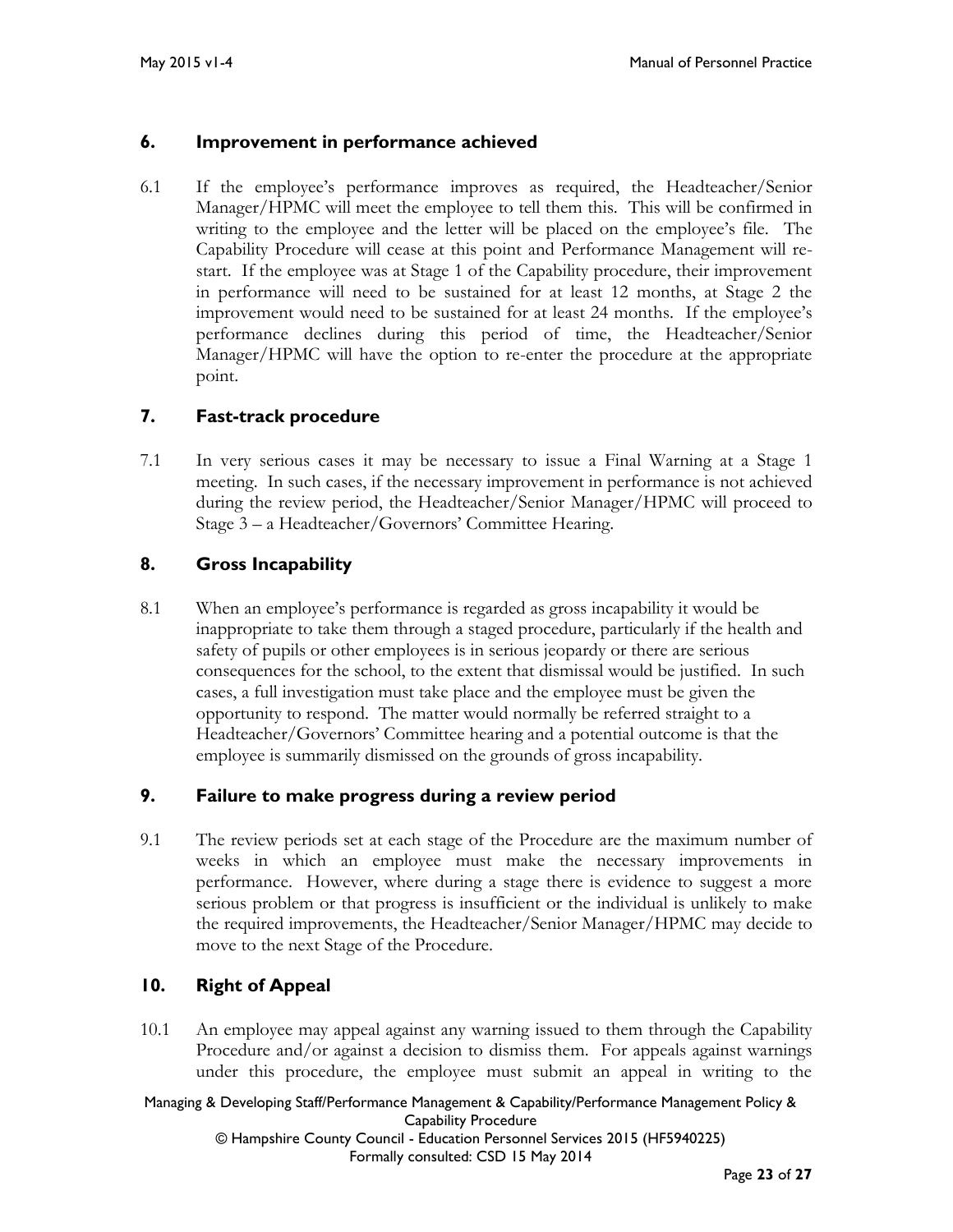## 6. Improvement in performance achieved

6.1 If the employee's performance improves as required, the Headteacher/Senior Manager/HPMC will meet the employee to tell them this. This will be confirmed in writing to the employee and the letter will be placed on the employee's file. The Capability Procedure will cease at this point and Performance Management will re-start. If the employee was at Stage 1 of the Capability procedure, their improvement in performance will need to be sustained for at least 12 months, at Stage 2 the improvement would need to be sustained for at least 24 months. If the employee's performance declines during this period of time, the Headteacher/Senior Manager/HPMC will have the option to re-enter the procedure at the appropriate point.

## 7. Fast-track procedure

7.1 In very serious cases it may be necessary to issue a Final Warning at a Stage 1 meeting. In such cases, if the necessary improvement in performance is not achieved during the review period, the Headteacher/Senior Manager/HPMC will proceed to Stage 3 – a Headteacher/Governors' Committee Hearing.

## 8. Gross Incapability

8.1 When an employee's performance is regarded as gross incapability it would be inappropriate to take them through a staged procedure, particularly if the health and safety of pupils or other employees is in serious jeopardy or there are serious consequences for the school, to the extent that dismissal would be justified. In such cases, a full investigation must take place and the employee must be given the opportunity to respond. The matter would normally be referred straight to a Headteacher/Governors' Committee hearing and a potential outcome is that the employee is summarily dismissed on the grounds of gross incapability.

## 9. Failure to make progress during a review period

9.1 The review periods set at each stage of the Procedure are the maximum number of weeks in which an employee must make the necessary improvements in performance. However, where during a stage there is evidence to suggest a more serious problem or that progress is insufficient or the individual is unlikely to make the required improvements, the Headteacher/Senior Manager/HPMC may decide to move to the next Stage of the Procedure.

## 10. Right of Appeal

10.1 An employee may appeal against any warning issued to them through the Capability Procedure and/or against a decision to dismiss them. For appeals against warnings under this procedure, the employee must submit an appeal in writing to the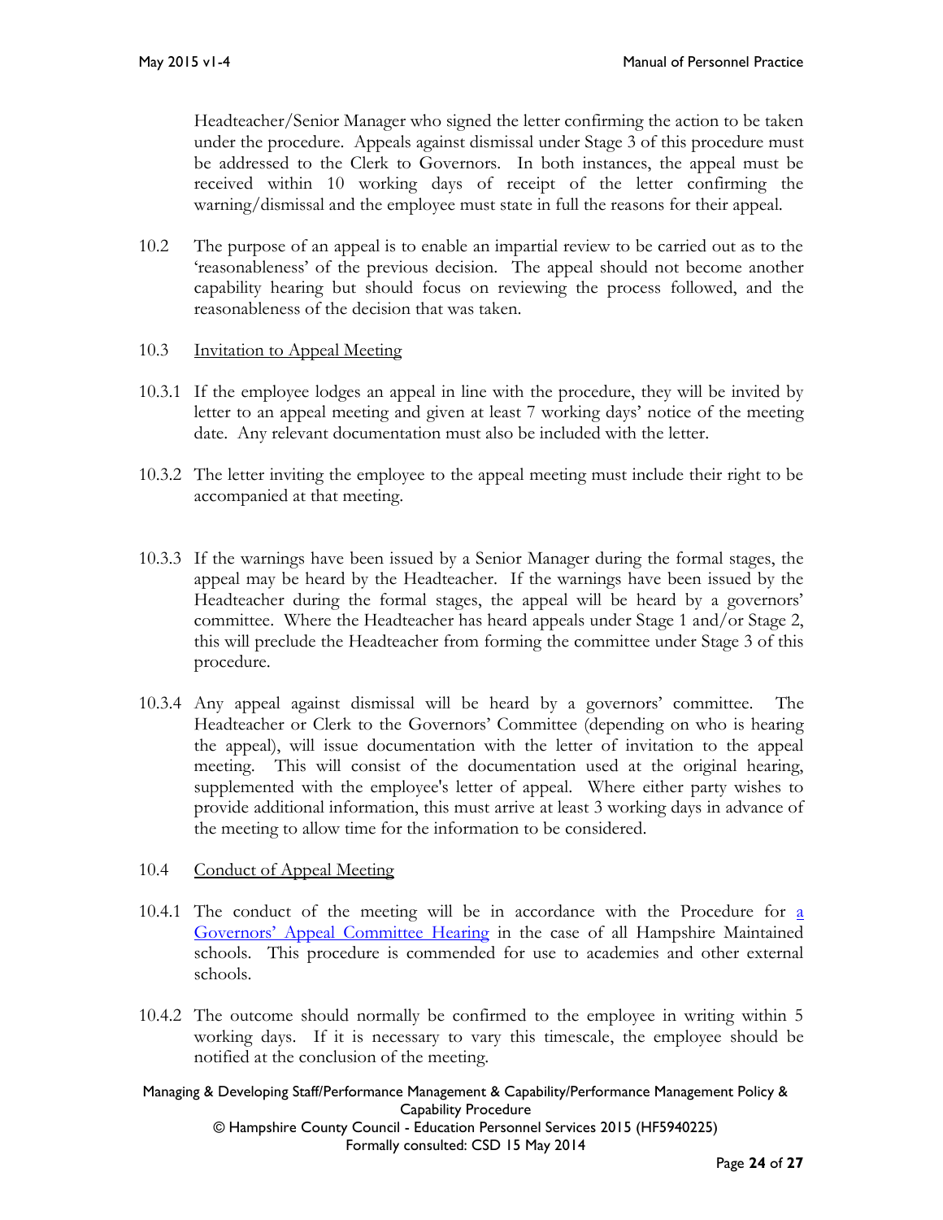Headteacher/Senior Manager who signed the letter confirming the action to be taken under the procedure. Appeals against dismissal under Stage 3 of this procedure must be addressed to the Clerk to Governors. In both instances, the appeal must be received within 10 working days of receipt of the letter confirming the warning/dismissal and the employee must state in full the reasons for their appeal.

10.2 The purpose of an appeal is to enable an impartial review to be carried out as to the 'reasonableness' of the previous decision. The appeal should not become another capability hearing but should focus on reviewing the process followed, and the reasonableness of the decision that was taken.

10.3 Invitation to Appeal Meeting

10.3.1 If the employee lodges an appeal in line with the procedure, they will be invited by letter to an appeal meeting and given at least 7 working days' notice of the meeting date. Any relevant documentation must also be included with the letter.

10.3.2 The letter inviting the employee to the appeal meeting must include their right to be accompanied at that meeting.

10.3.3 If the warnings have been issued by a Senior Manager during the formal stages, the appeal may be heard by the Headteacher. If the warnings have been issued by the Headteacher during the formal stages, the appeal will be heard by a governors' committee. Where the Headteacher has heard appeals under Stage 1 and/or Stage 2, this will preclude the Headteacher from forming the committee under Stage 3 of this procedure.

10.3.4 Any appeal against dismissal will be heard by a governors' committee. The Headteacher or Clerk to the Governors' Committee (depending on who is hearing the appeal), will issue documentation with the letter of invitation to the appeal meeting. This will consist of the documentation used at the original hearing, supplemented with the employee's letter of appeal. Where either party wishes to provide additional information, this must arrive at least 3 working days in advance of the meeting to allow time for the information to be considered.

10.4 Conduct of Appeal Meeting

10.4.1 The conduct of the meeting will be in accordance with the Procedure for a Governors' Appeal Committee Hearing in the case of all Hampshire Maintained schools. This procedure is commended for use to academies and other external schools.

10.4.2 The outcome should normally be confirmed to the employee in writing within 5 working days. If it is necessary to vary this timescale, the employee should be notified at the conclusion of the meeting.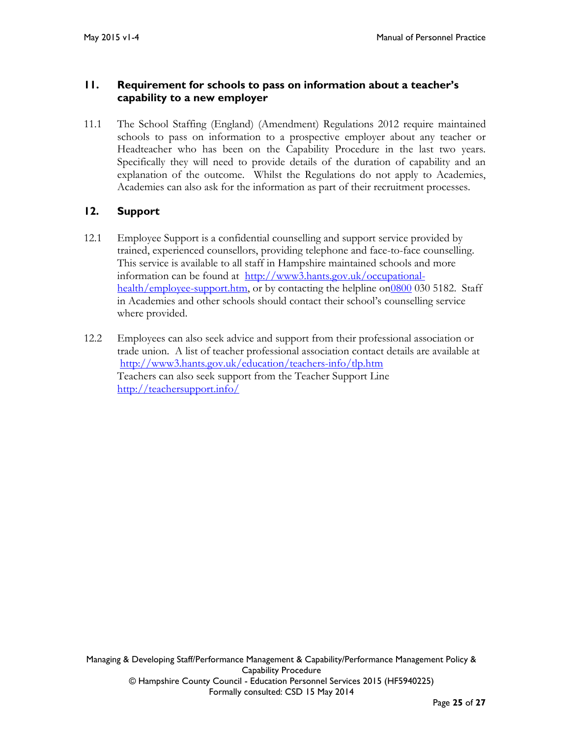## 11. Requirement for schools to pass on information about a teacher's capability to a new employer

11.1 The School Staffing (England) (Amendment) Regulations 2012 require maintained schools to pass on information to a prospective employer about any teacher or Headteacher who has been on the Capability Procedure in the last two years. Specifically they will need to provide details of the duration of capability and an explanation of the outcome. Whilst the Regulations do not apply to Academies, Academies can also ask for the information as part of their recruitment processes.

## 12. Support

12.1 Employee Support is a confidential counselling and support service provided by trained, experienced counsellors, providing telephone and face-to-face counselling. This service is available to all staff in Hampshire maintained schools and more information can be found at http://www3.hants.gov.uk/occupational-health/employee-support.htm, or by contacting the helpline on0800 030 5182. Staff in Academies and other schools should contact their school's counselling service where provided.

12.2 Employees can also seek advice and support from their professional association or trade union. A list of teacher professional association contact details are available at http://www3.hants.gov.uk/education/teachers-info/tlp.htm
Teachers can also seek support from the Teacher Support Line http://teachersupport.info/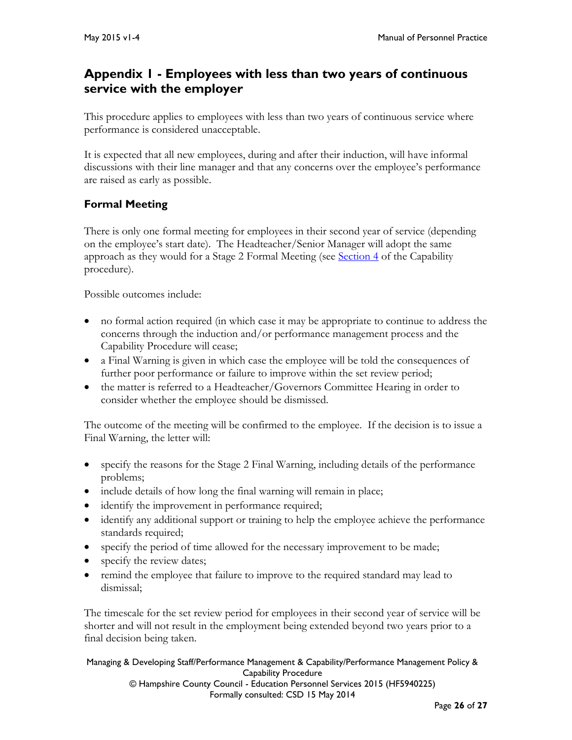## Appendix 1 - Employees with less than two years of continuous service with the employer

This procedure applies to employees with less than two years of continuous service where performance is considered unacceptable.

It is expected that all new employees, during and after their induction, will have informal discussions with their line manager and that any concerns over the employee's performance are raised as early as possible.

### Formal Meeting

There is only one formal meeting for employees in their second year of service (depending on the employee's start date). The Headteacher/Senior Manager will adopt the same approach as they would for a Stage 2 Formal Meeting (see Section 4 of the Capability procedure).

Possible outcomes include:

- no formal action required (in which case it may be appropriate to continue to address the concerns through the induction and/or performance management process and the Capability Procedure will cease;
- a Final Warning is given in which case the employee will be told the consequences of further poor performance or failure to improve within the set review period;
- the matter is referred to a Headteacher/Governors Committee Hearing in order to consider whether the employee should be dismissed.

The outcome of the meeting will be confirmed to the employee. If the decision is to issue a Final Warning, the letter will:

- specify the reasons for the Stage 2 Final Warning, including details of the performance problems;
- include details of how long the final warning will remain in place;
- identify the improvement in performance required;
- identify any additional support or training to help the employee achieve the performance standards required;
- specify the period of time allowed for the necessary improvement to be made;
- specify the review dates;
- remind the employee that failure to improve to the required standard may lead to dismissal;

The timescale for the set review period for employees in their second year of service will be shorter and will not result in the employment being extended beyond two years prior to a final decision being taken.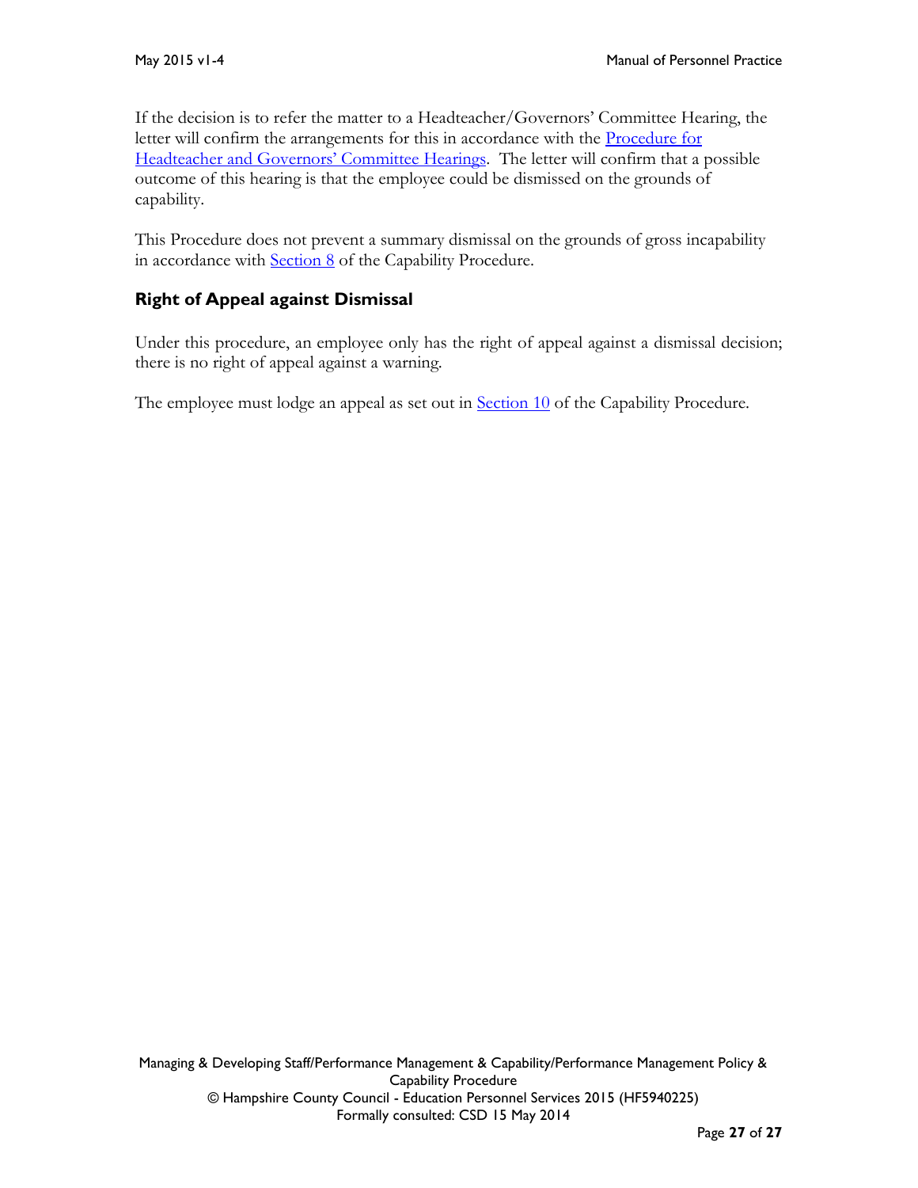If the decision is to refer the matter to a Headteacher/Governors' Committee Hearing, the letter will confirm the arrangements for this in accordance with the Procedure for Headteacher and Governors' Committee Hearings. The letter will confirm that a possible outcome of this hearing is that the employee could be dismissed on the grounds of capability.

This Procedure does not prevent a summary dismissal on the grounds of gross incapability in accordance with Section 8 of the Capability Procedure.

## Right of Appeal against Dismissal

Under this procedure, an employee only has the right of appeal against a dismissal decision; there is no right of appeal against a warning.

The employee must lodge an appeal as set out in Section 10 of the Capability Procedure.